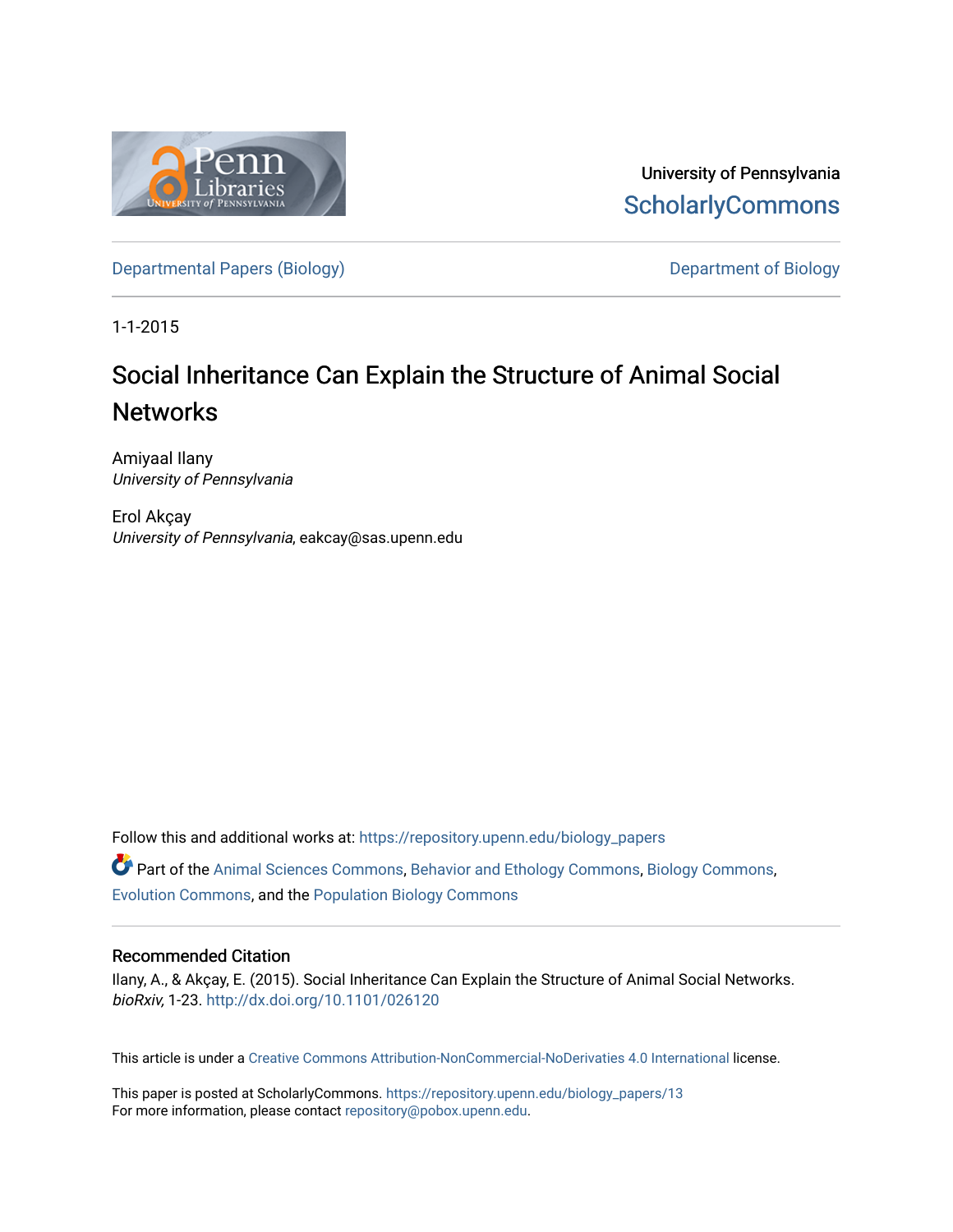University of Pennsylvania
ScholarlyCommons

Departmental Papers (Biology) | Department of Biology

1-1-2015

# Social Inheritance Can Explain the Structure of Animal Social Networks

Amiyaal Ilany
*University of Pennsylvania*

Erol Akçay
*University of Pennsylvania*, eakcay@sas.upenn.edu

Follow this and additional works at: https://repository.upenn.edu/biology_papers

Part of the Animal Sciences Commons, Behavior and Ethology Commons, Biology Commons, Evolution Commons, and the Population Biology Commons

## Recommended Citation

Ilany, A., & Akçay, E. (2015). Social Inheritance Can Explain the Structure of Animal Social Networks. *bioRxiv,* 1-23. http://dx.doi.org/10.1101/026120

This article is under a Creative Commons Attribution-NonCommercial-NoDerivaties 4.0 International license.

This paper is posted at ScholarlyCommons. https://repository.upenn.edu/biology_papers/13
For more information, please contact repository@pobox.upenn.edu.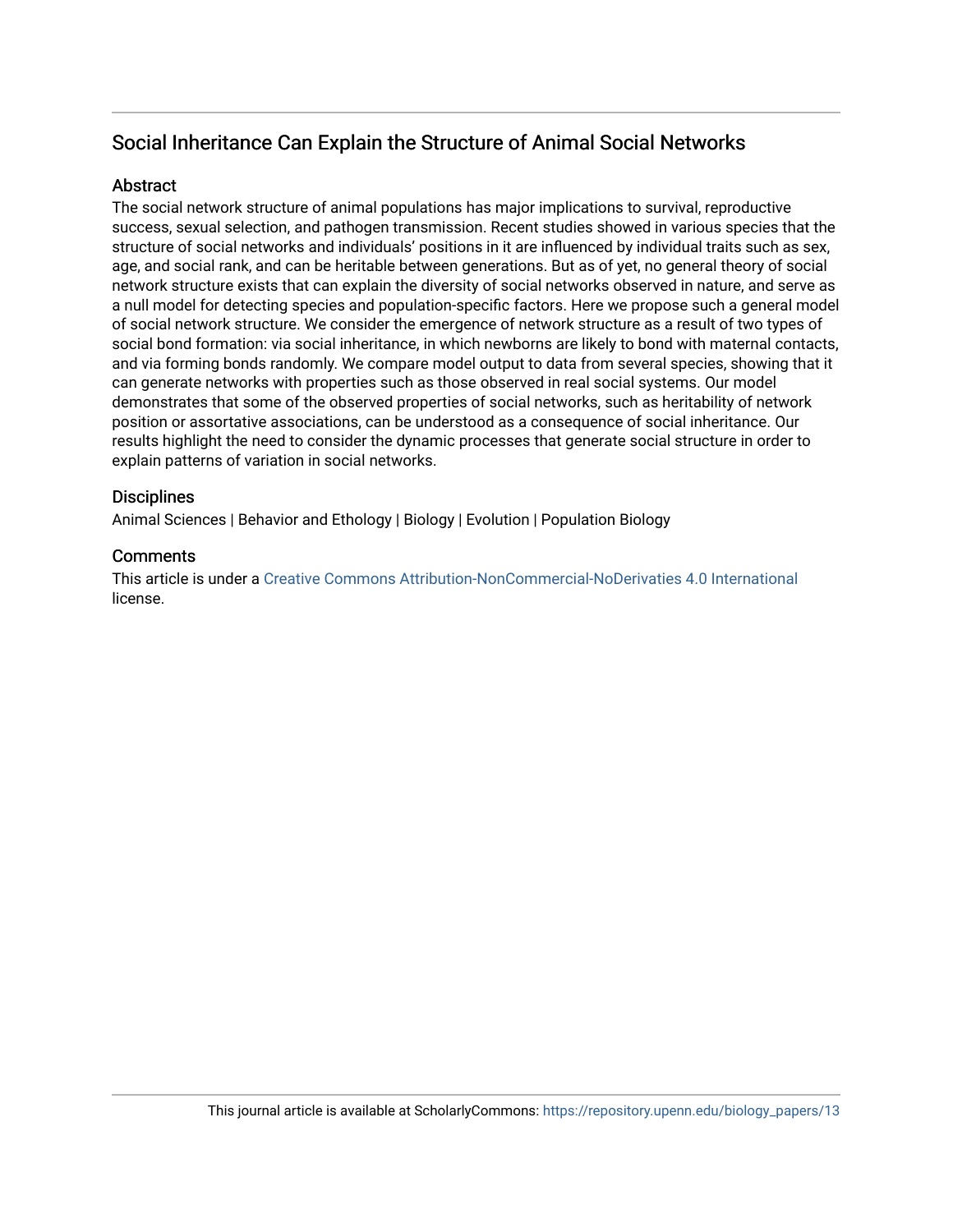# Social Inheritance Can Explain the Structure of Animal Social Networks

## Abstract

The social network structure of animal populations has major implications to survival, reproductive success, sexual selection, and pathogen transmission. Recent studies showed in various species that the structure of social networks and individuals' positions in it are influenced by individual traits such as sex, age, and social rank, and can be heritable between generations. But as of yet, no general theory of social network structure exists that can explain the diversity of social networks observed in nature, and serve as a null model for detecting species and population-specific factors. Here we propose such a general model of social network structure. We consider the emergence of network structure as a result of two types of social bond formation: via social inheritance, in which newborns are likely to bond with maternal contacts, and via forming bonds randomly. We compare model output to data from several species, showing that it can generate networks with properties such as those observed in real social systems. Our model demonstrates that some of the observed properties of social networks, such as heritability of network position or assortative associations, can be understood as a consequence of social inheritance. Our results highlight the need to consider the dynamic processes that generate social structure in order to explain patterns of variation in social networks.

## Disciplines

Animal Sciences | Behavior and Ethology | Biology | Evolution | Population Biology

## Comments

This article is under a Creative Commons Attribution-NonCommercial-NoDerivaties 4.0 International license.

This journal article is available at ScholarlyCommons: https://repository.upenn.edu/biology_papers/13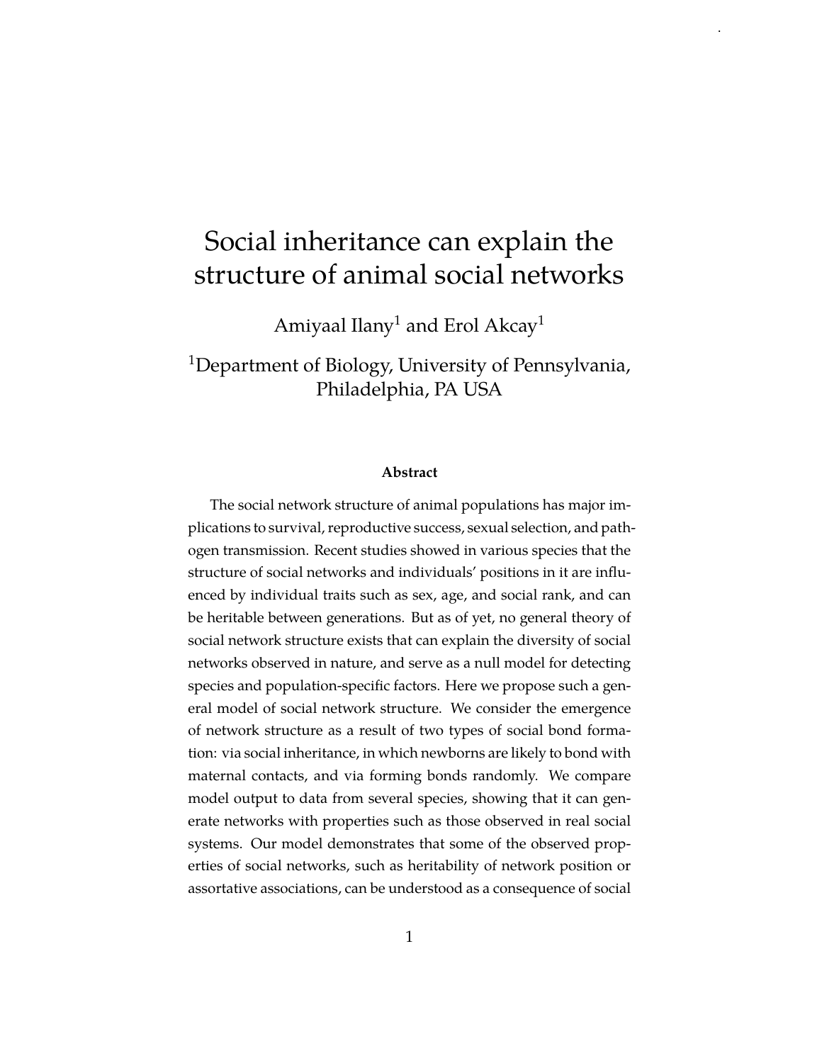# Social inheritance can explain the structure of animal social networks

Amiyaal Ilany[1] and Erol Akcay[1]

[1]Department of Biology, University of Pennsylvania, Philadelphia, PA USA

### Abstract

The social network structure of animal populations has major implications to survival, reproductive success, sexual selection, and pathogen transmission. Recent studies showed in various species that the structure of social networks and individuals' positions in it are influenced by individual traits such as sex, age, and social rank, and can be heritable between generations. But as of yet, no general theory of social network structure exists that can explain the diversity of social networks observed in nature, and serve as a null model for detecting species and population-specific factors. Here we propose such a general model of social network structure. We consider the emergence of network structure as a result of two types of social bond formation: via social inheritance, in which newborns are likely to bond with maternal contacts, and via forming bonds randomly. We compare model output to data from several species, showing that it can generate networks with properties such as those observed in real social systems. Our model demonstrates that some of the observed properties of social networks, such as heritability of network position or assortative associations, can be understood as a consequence of social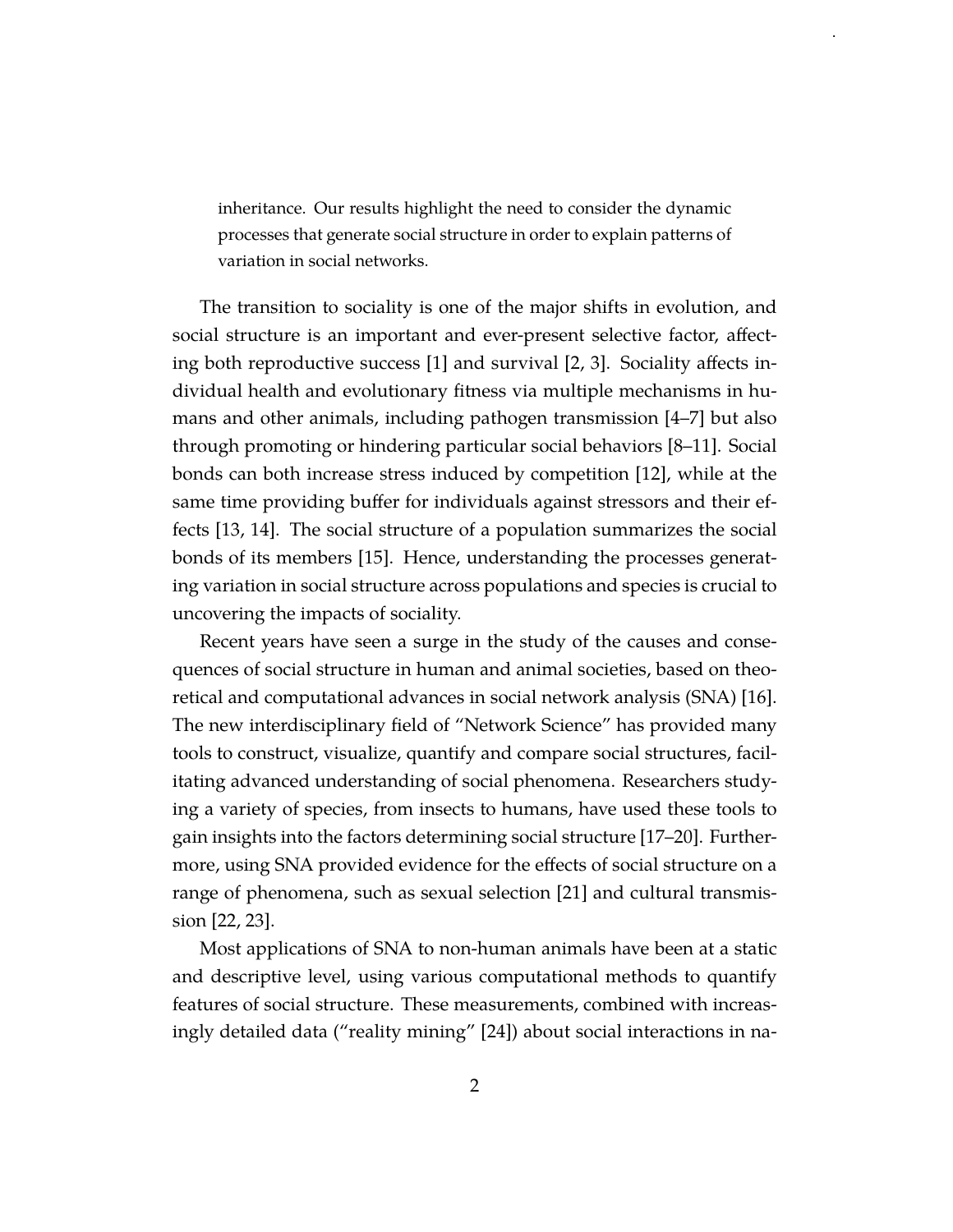inheritance. Our results highlight the need to consider the dynamic processes that generate social structure in order to explain patterns of variation in social networks.

The transition to sociality is one of the major shifts in evolution, and social structure is an important and ever-present selective factor, affecting both reproductive success [1] and survival [2, 3]. Sociality affects individual health and evolutionary fitness via multiple mechanisms in humans and other animals, including pathogen transmission [4–7] but also through promoting or hindering particular social behaviors [8–11]. Social bonds can both increase stress induced by competition [12], while at the same time providing buffer for individuals against stressors and their effects [13, 14]. The social structure of a population summarizes the social bonds of its members [15]. Hence, understanding the processes generating variation in social structure across populations and species is crucial to uncovering the impacts of sociality.

Recent years have seen a surge in the study of the causes and consequences of social structure in human and animal societies, based on theoretical and computational advances in social network analysis (SNA) [16]. The new interdisciplinary field of "Network Science" has provided many tools to construct, visualize, quantify and compare social structures, facilitating advanced understanding of social phenomena. Researchers studying a variety of species, from insects to humans, have used these tools to gain insights into the factors determining social structure [17–20]. Furthermore, using SNA provided evidence for the effects of social structure on a range of phenomena, such as sexual selection [21] and cultural transmission [22, 23].

Most applications of SNA to non-human animals have been at a static and descriptive level, using various computational methods to quantify features of social structure. These measurements, combined with increasingly detailed data ("reality mining" [24]) about social interactions in na-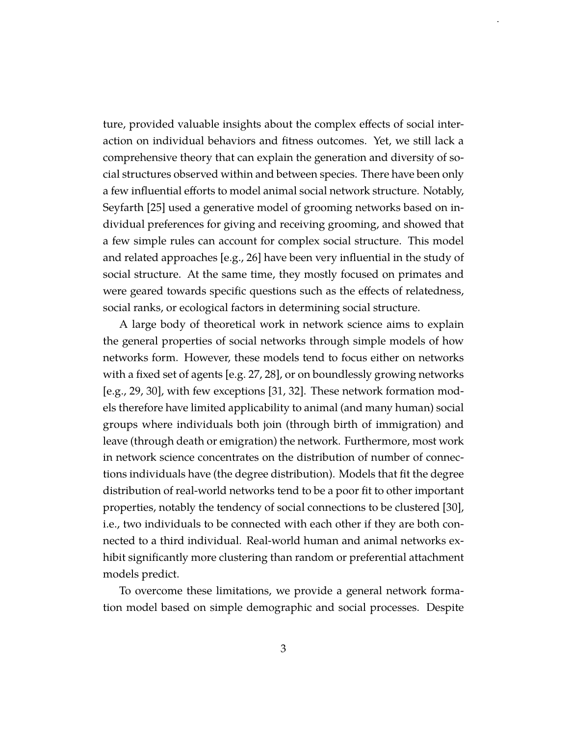ture, provided valuable insights about the complex effects of social interaction on individual behaviors and fitness outcomes. Yet, we still lack a comprehensive theory that can explain the generation and diversity of social structures observed within and between species. There have been only a few influential efforts to model animal social network structure. Notably, Seyfarth [25] used a generative model of grooming networks based on individual preferences for giving and receiving grooming, and showed that a few simple rules can account for complex social structure. This model and related approaches [e.g., 26] have been very influential in the study of social structure. At the same time, they mostly focused on primates and were geared towards specific questions such as the effects of relatedness, social ranks, or ecological factors in determining social structure.

A large body of theoretical work in network science aims to explain the general properties of social networks through simple models of how networks form. However, these models tend to focus either on networks with a fixed set of agents [e.g. 27, 28], or on boundlessly growing networks [e.g., 29, 30], with few exceptions [31, 32]. These network formation models therefore have limited applicability to animal (and many human) social groups where individuals both join (through birth of immigration) and leave (through death or emigration) the network. Furthermore, most work in network science concentrates on the distribution of number of connections individuals have (the degree distribution). Models that fit the degree distribution of real-world networks tend to be a poor fit to other important properties, notably the tendency of social connections to be clustered [30], i.e., two individuals to be connected with each other if they are both connected to a third individual. Real-world human and animal networks exhibit significantly more clustering than random or preferential attachment models predict.

To overcome these limitations, we provide a general network formation model based on simple demographic and social processes. Despite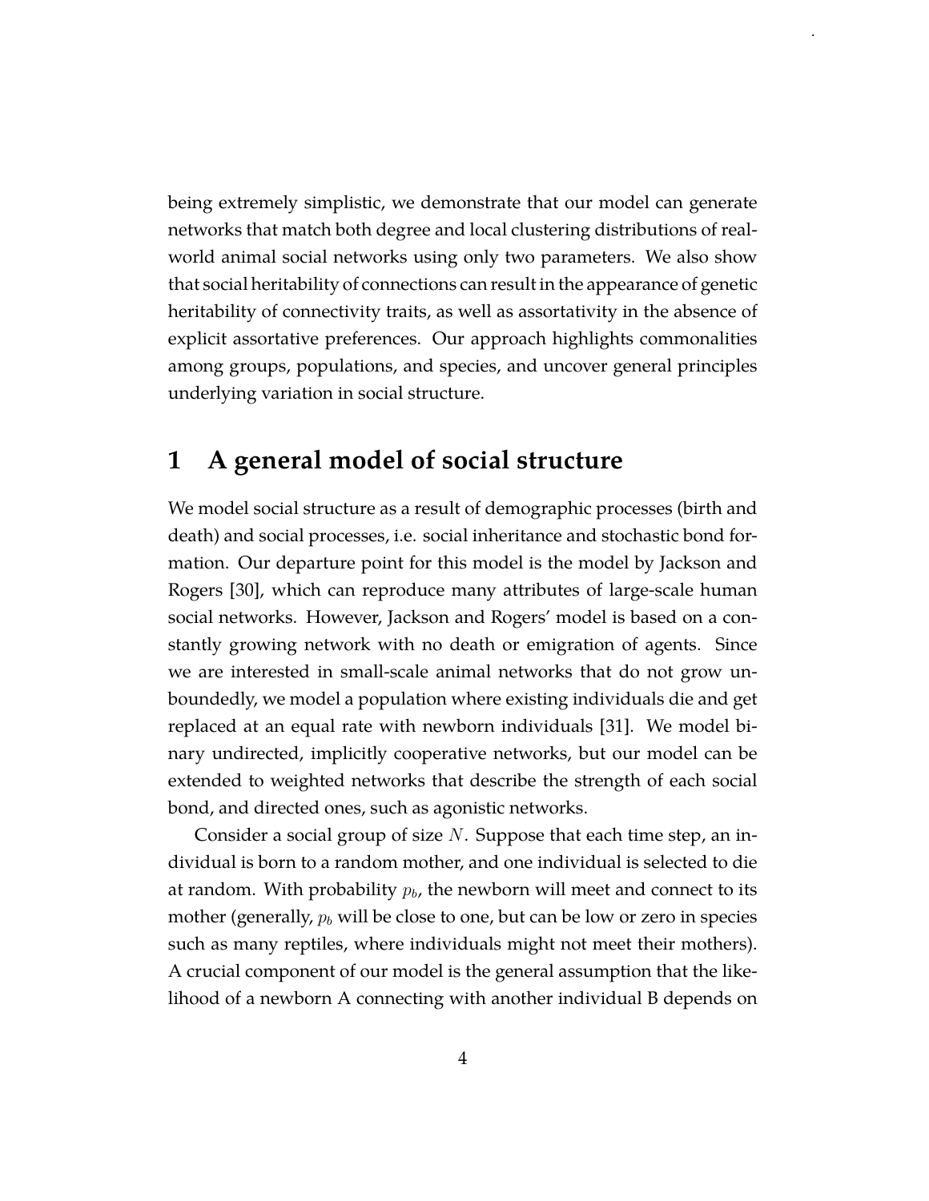being extremely simplistic, we demonstrate that our model can generate networks that match both degree and local clustering distributions of real-world animal social networks using only two parameters. We also show that social heritability of connections can result in the appearance of genetic heritability of connectivity traits, as well as assortativity in the absence of explicit assortative preferences. Our approach highlights commonalities among groups, populations, and species, and uncover general principles underlying variation in social structure.

# 1 A general model of social structure

We model social structure as a result of demographic processes (birth and death) and social processes, i.e. social inheritance and stochastic bond formation. Our departure point for this model is the model by Jackson and Rogers [30], which can reproduce many attributes of large-scale human social networks. However, Jackson and Rogers' model is based on a constantly growing network with no death or emigration of agents. Since we are interested in small-scale animal networks that do not grow unboundedly, we model a population where existing individuals die and get replaced at an equal rate with newborn individuals [31]. We model binary undirected, implicitly cooperative networks, but our model can be extended to weighted networks that describe the strength of each social bond, and directed ones, such as agonistic networks.

Consider a social group of size $N$. Suppose that each time step, an individual is born to a random mother, and one individual is selected to die at random. With probability $p_b$, the newborn will meet and connect to its mother (generally, $p_b$ will be close to one, but can be low or zero in species such as many reptiles, where individuals might not meet their mothers). A crucial component of our model is the general assumption that the likelihood of a newborn A connecting with another individual B depends on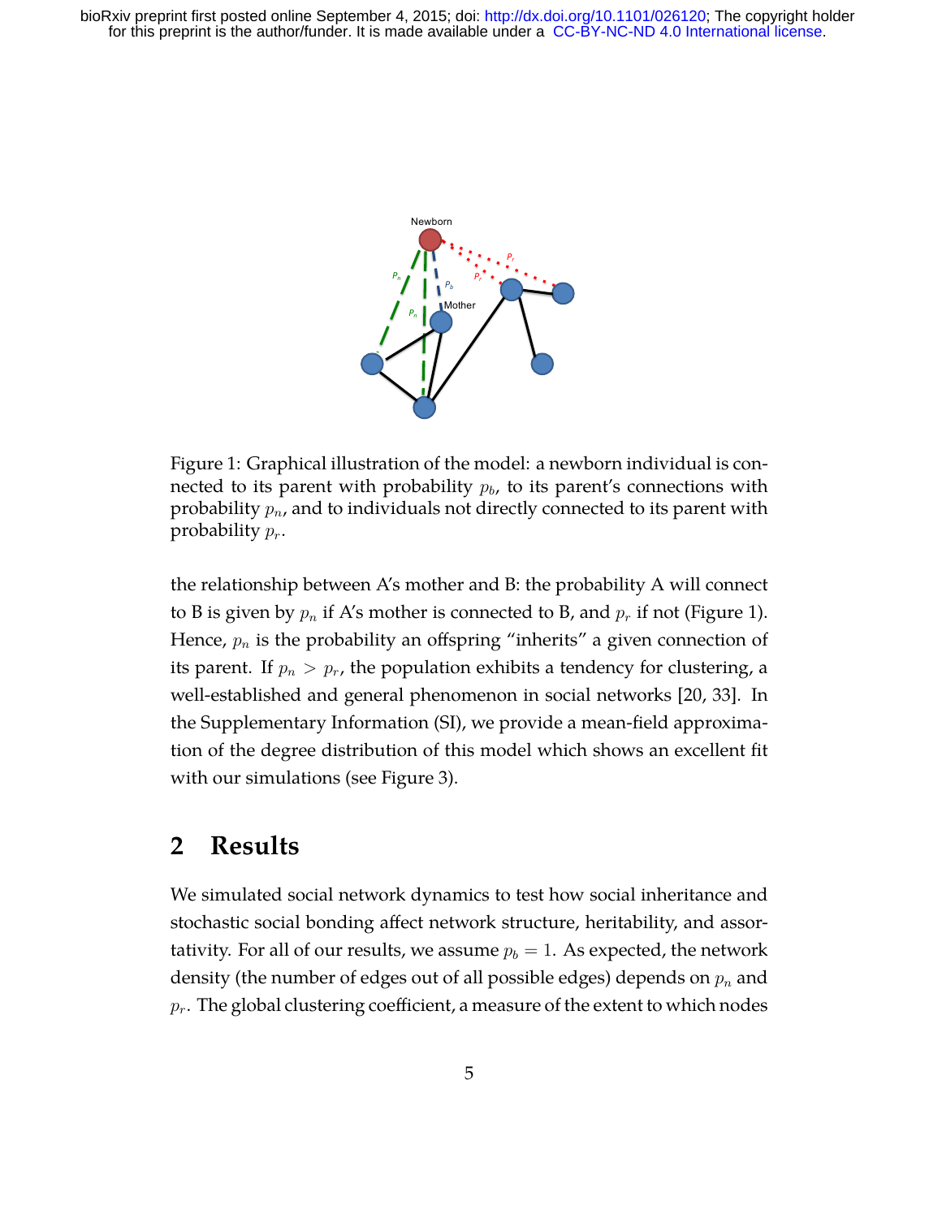Figure 1: Graphical illustration of the model: a newborn individual is connected to its parent with probability $p_b$, to its parent's connections with probability $p_n$, and to individuals not directly connected to its parent with probability $p_r$.

the relationship between A's mother and B: the probability A will connect to B is given by $p_n$ if A's mother is connected to B, and $p_r$ if not (Figure 1). Hence, $p_n$ is the probability an offspring "inherits" a given connection of its parent. If $p_n > p_r$, the population exhibits a tendency for clustering, a well-established and general phenomenon in social networks [20, 33]. In the Supplementary Information (SI), we provide a mean-field approximation of the degree distribution of this model which shows an excellent fit with our simulations (see Figure 3).

## 2 Results

We simulated social network dynamics to test how social inheritance and stochastic social bonding affect network structure, heritability, and assortativity. For all of our results, we assume $p_b = 1$. As expected, the network density (the number of edges out of all possible edges) depends on $p_n$ and $p_r$. The global clustering coefficient, a measure of the extent to which nodes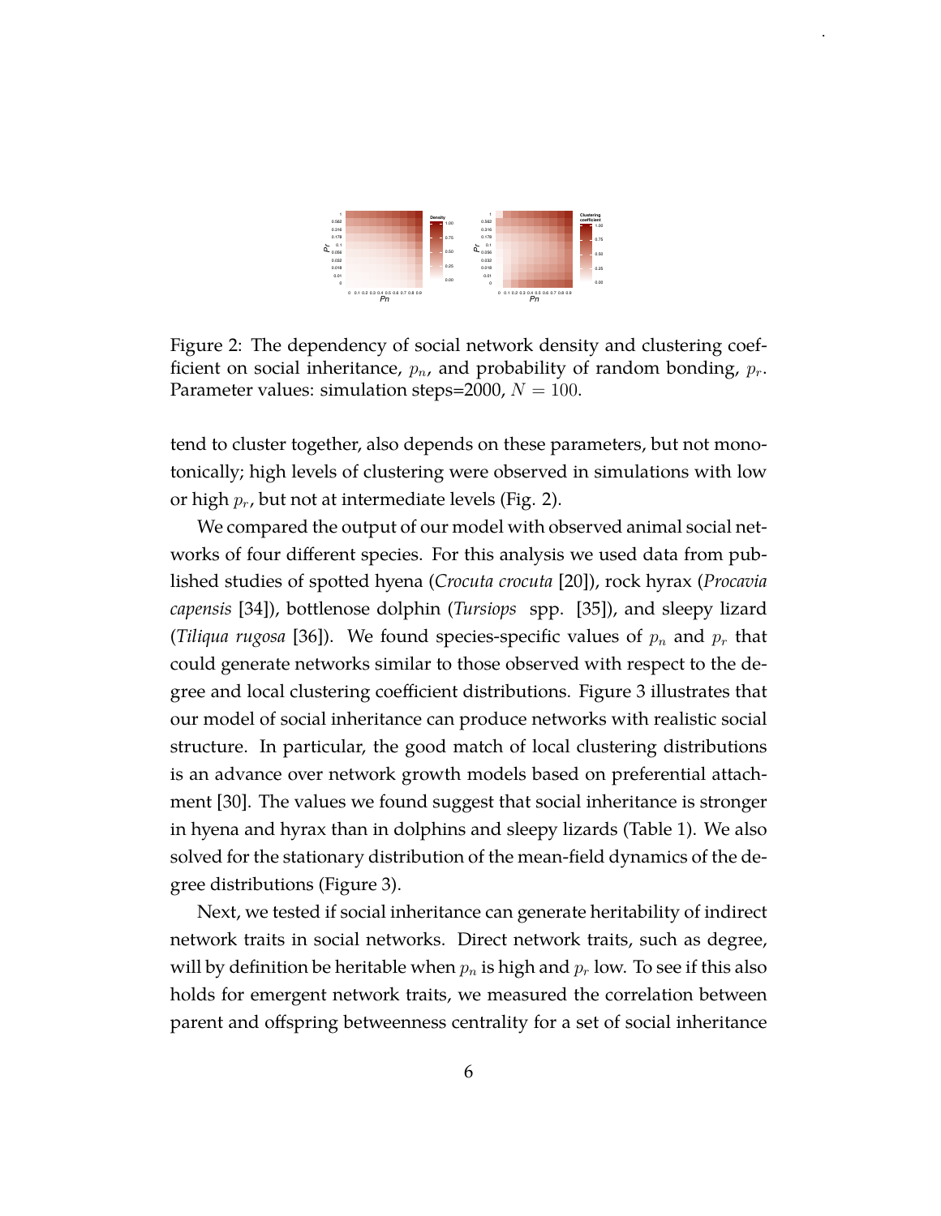Figure 2: The dependency of social network density and clustering coefficient on social inheritance, $p_n$, and probability of random bonding, $p_r$. Parameter values: simulation steps=2000, $N = 100$.

tend to cluster together, also depends on these parameters, but not monotonically; high levels of clustering were observed in simulations with low or high $p_r$, but not at intermediate levels (Fig. 2).

We compared the output of our model with observed animal social networks of four different species. For this analysis we used data from published studies of spotted hyena (*Crocuta crocuta* [20]), rock hyrax (*Procavia capensis* [34]), bottlenose dolphin (*Tursiops* spp. [35]), and sleepy lizard (*Tiliqua rugosa* [36]). We found species-specific values of $p_n$ and $p_r$ that could generate networks similar to those observed with respect to the degree and local clustering coefficient distributions. Figure 3 illustrates that our model of social inheritance can produce networks with realistic social structure. In particular, the good match of local clustering distributions is an advance over network growth models based on preferential attachment [30]. The values we found suggest that social inheritance is stronger in hyena and hyrax than in dolphins and sleepy lizards (Table 1). We also solved for the stationary distribution of the mean-field dynamics of the degree distributions (Figure 3).

Next, we tested if social inheritance can generate heritability of indirect network traits in social networks. Direct network traits, such as degree, will by definition be heritable when $p_n$ is high and $p_r$ low. To see if this also holds for emergent network traits, we measured the correlation between parent and offspring betweenness centrality for a set of social inheritance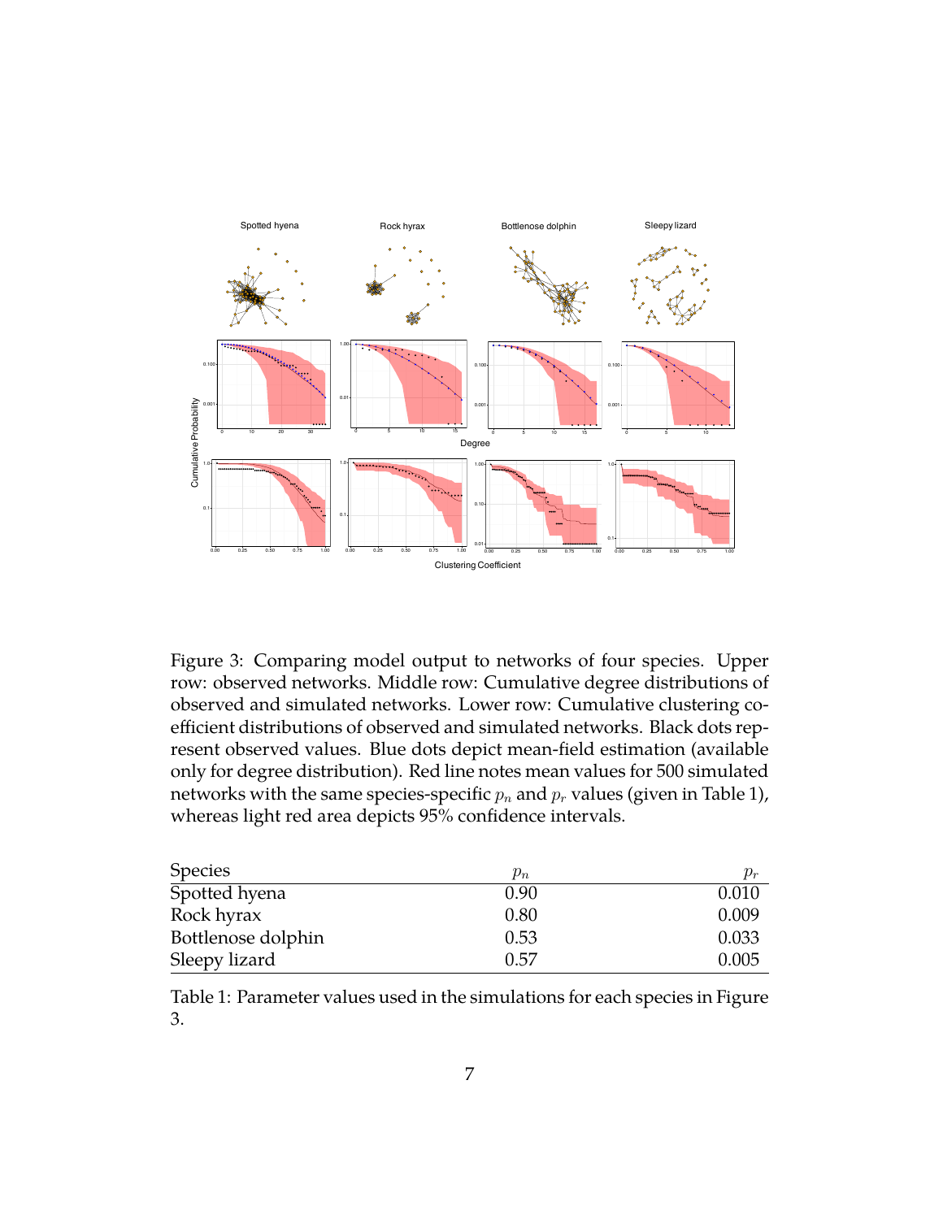Figure 3: Comparing model output to networks of four species. Upper row: observed networks. Middle row: Cumulative degree distributions of observed and simulated networks. Lower row: Cumulative clustering coefficient distributions of observed and simulated networks. Black dots represent observed values. Blue dots depict mean-field estimation (available only for degree distribution). Red line notes mean values for 500 simulated networks with the same species-specific $p_n$ and $p_r$ values (given in Table 1), whereas light red area depicts 95% confidence intervals.

| Species | $p_n$ | $p_r$ |
|---|---|---|
| Spotted hyena | 0.90 | 0.010 |
| Rock hyrax | 0.80 | 0.009 |
| Bottlenose dolphin | 0.53 | 0.033 |
| Sleepy lizard | 0.57 | 0.005 |

Table 1: Parameter values used in the simulations for each species in Figure 3.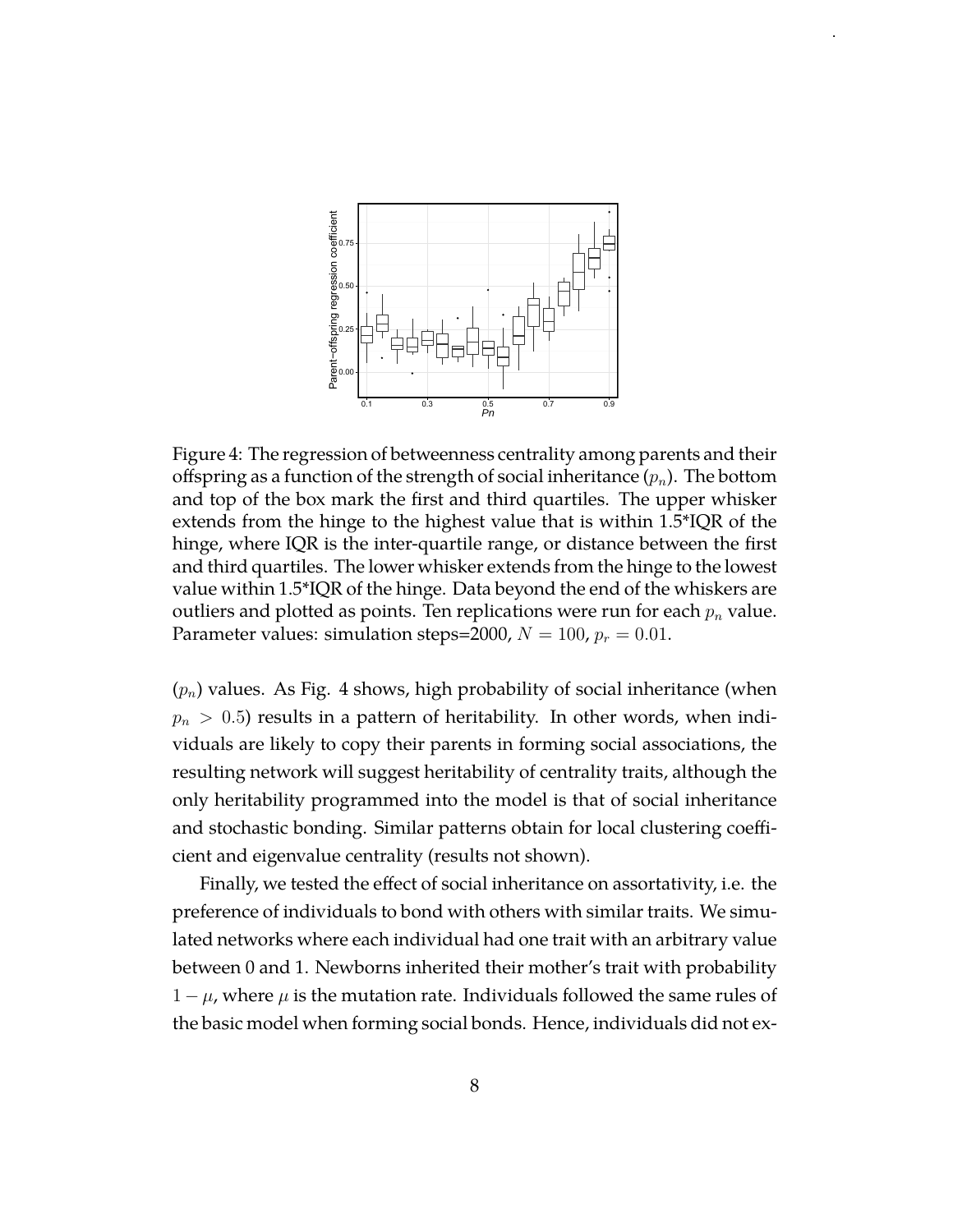Figure 4: The regression of betweenness centrality among parents and their offspring as a function of the strength of social inheritance ($p_n$). The bottom and top of the box mark the first and third quartiles. The upper whisker extends from the hinge to the highest value that is within 1.5*IQR of the hinge, where IQR is the inter-quartile range, or distance between the first and third quartiles. The lower whisker extends from the hinge to the lowest value within 1.5*IQR of the hinge. Data beyond the end of the whiskers are outliers and plotted as points. Ten replications were run for each $p_n$ value. Parameter values: simulation steps=2000, $N = 100$, $p_r = 0.01$.

($p_n$) values. As Fig. 4 shows, high probability of social inheritance (when $p_n > 0.5$) results in a pattern of heritability. In other words, when individuals are likely to copy their parents in forming social associations, the resulting network will suggest heritability of centrality traits, although the only heritability programmed into the model is that of social inheritance and stochastic bonding. Similar patterns obtain for local clustering coefficient and eigenvalue centrality (results not shown).

Finally, we tested the effect of social inheritance on assortativity, i.e. the preference of individuals to bond with others with similar traits. We simulated networks where each individual had one trait with an arbitrary value between 0 and 1. Newborns inherited their mother's trait with probability $1 - \mu$, where $\mu$ is the mutation rate. Individuals followed the same rules of the basic model when forming social bonds. Hence, individuals did not ex-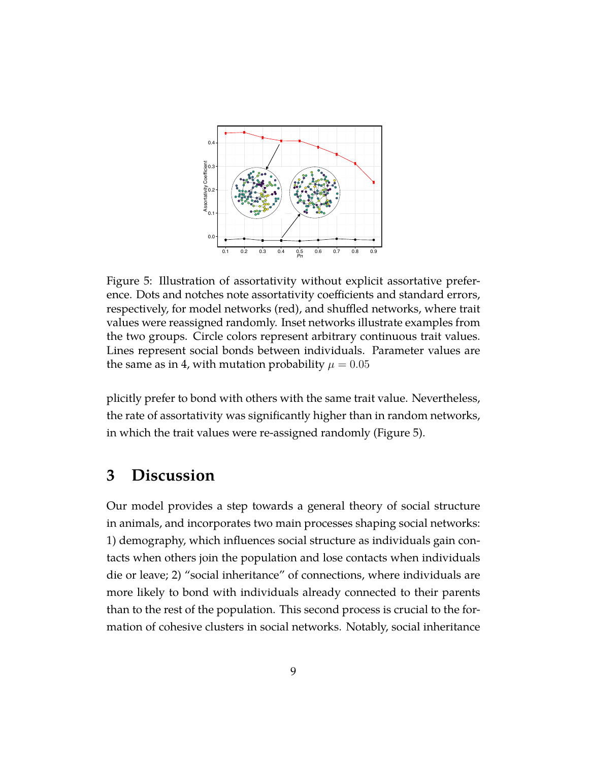Figure 5: Illustration of assortativity without explicit assortative preference. Dots and notches note assortativity coefficients and standard errors, respectively, for model networks (red), and shuffled networks, where trait values were reassigned randomly. Inset networks illustrate examples from the two groups. Circle colors represent arbitrary continuous trait values. Lines represent social bonds between individuals. Parameter values are the same as in 4, with mutation probability $\mu = 0.05$

plicitly prefer to bond with others with the same trait value. Nevertheless, the rate of assortativity was significantly higher than in random networks, in which the trait values were re-assigned randomly (Figure 5).

# 3 Discussion

Our model provides a step towards a general theory of social structure in animals, and incorporates two main processes shaping social networks: 1) demography, which influences social structure as individuals gain contacts when others join the population and lose contacts when individuals die or leave; 2) "social inheritance" of connections, where individuals are more likely to bond with individuals already connected to their parents than to the rest of the population. This second process is crucial to the formation of cohesive clusters in social networks. Notably, social inheritance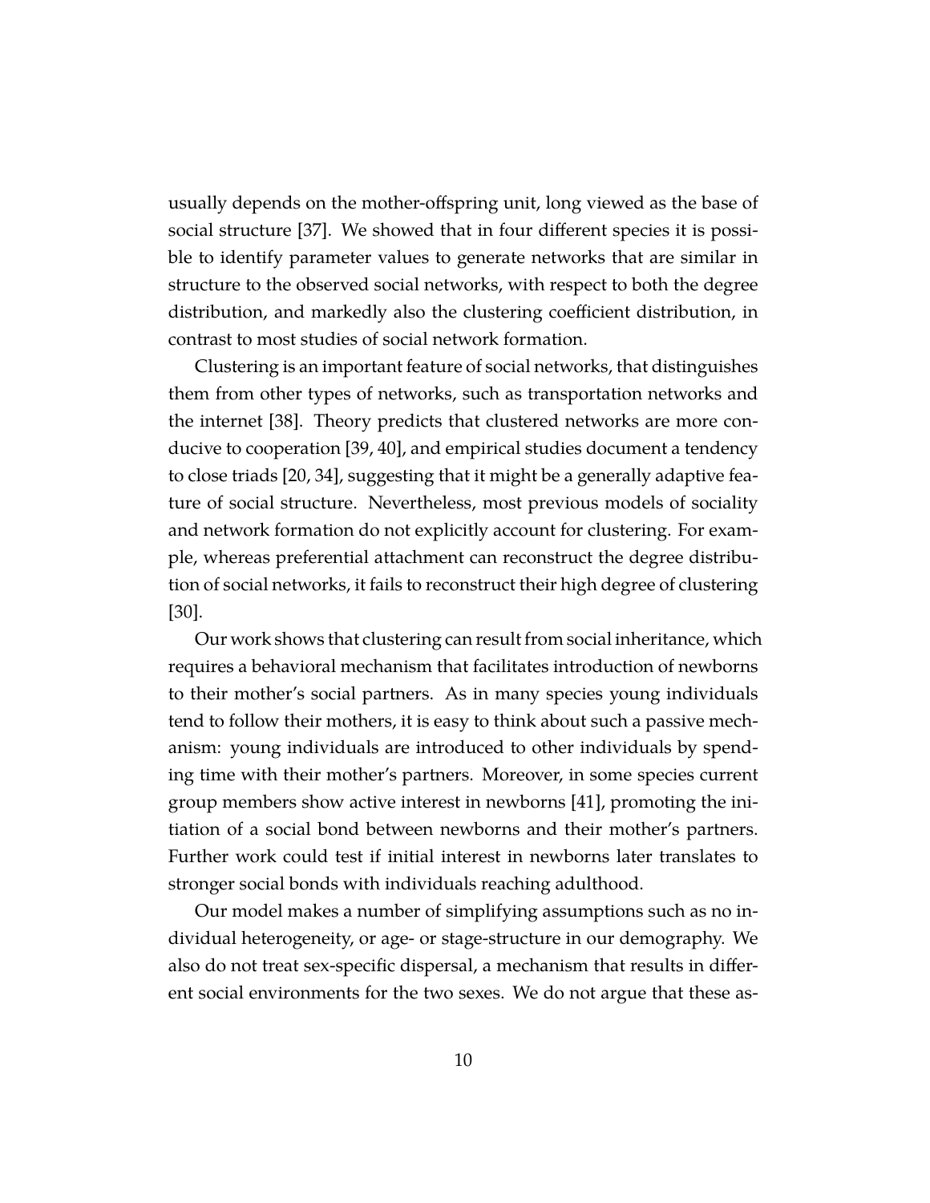usually depends on the mother-offspring unit, long viewed as the base of social structure [37]. We showed that in four different species it is possible to identify parameter values to generate networks that are similar in structure to the observed social networks, with respect to both the degree distribution, and markedly also the clustering coefficient distribution, in contrast to most studies of social network formation.

Clustering is an important feature of social networks, that distinguishes them from other types of networks, such as transportation networks and the internet [38]. Theory predicts that clustered networks are more conducive to cooperation [39, 40], and empirical studies document a tendency to close triads [20, 34], suggesting that it might be a generally adaptive feature of social structure. Nevertheless, most previous models of sociality and network formation do not explicitly account for clustering. For example, whereas preferential attachment can reconstruct the degree distribution of social networks, it fails to reconstruct their high degree of clustering [30].

Our work shows that clustering can result from social inheritance, which requires a behavioral mechanism that facilitates introduction of newborns to their mother's social partners. As in many species young individuals tend to follow their mothers, it is easy to think about such a passive mechanism: young individuals are introduced to other individuals by spending time with their mother's partners. Moreover, in some species current group members show active interest in newborns [41], promoting the initiation of a social bond between newborns and their mother's partners. Further work could test if initial interest in newborns later translates to stronger social bonds with individuals reaching adulthood.

Our model makes a number of simplifying assumptions such as no individual heterogeneity, or age- or stage-structure in our demography. We also do not treat sex-specific dispersal, a mechanism that results in different social environments for the two sexes. We do not argue that these as-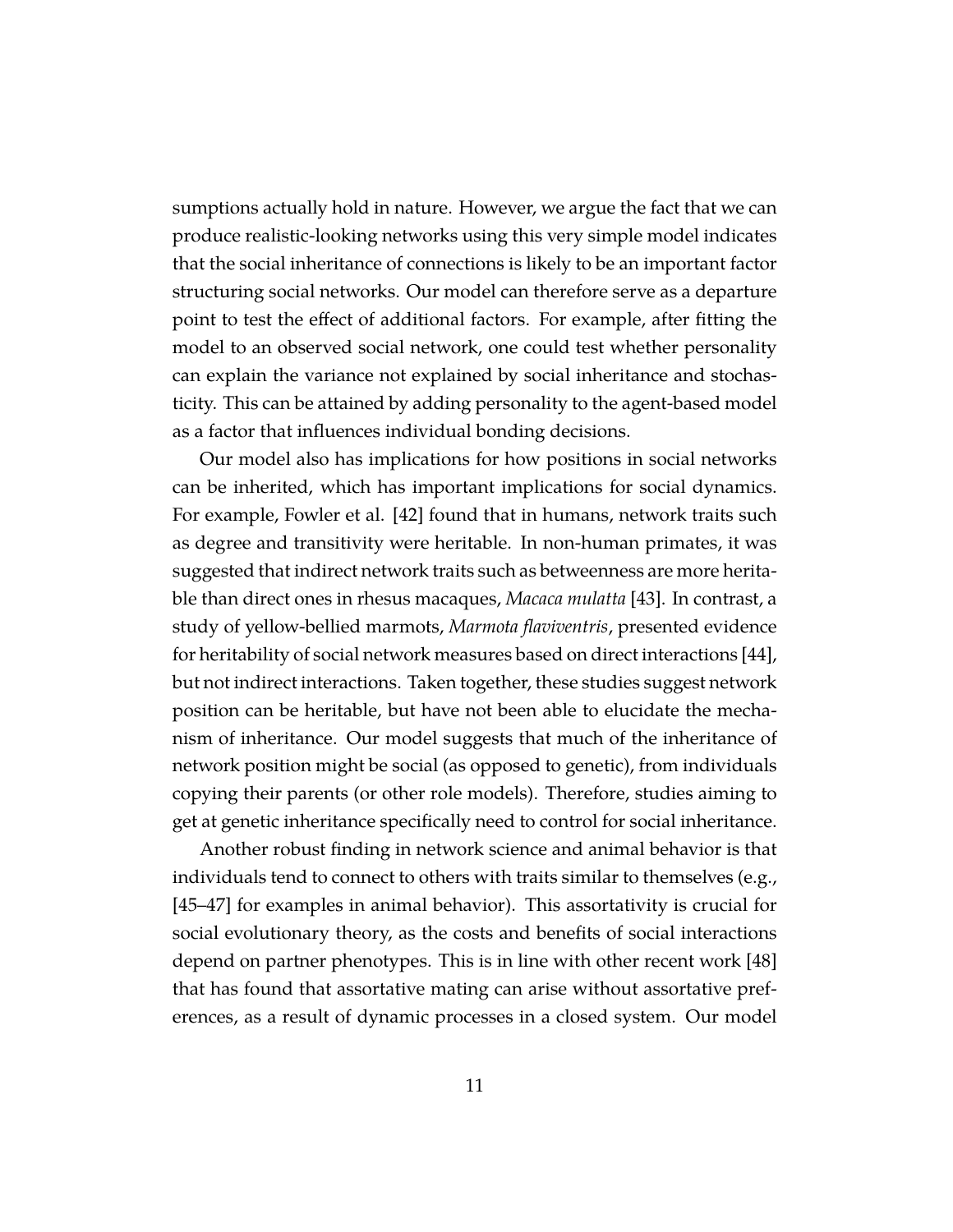sumptions actually hold in nature. However, we argue the fact that we can produce realistic-looking networks using this very simple model indicates that the social inheritance of connections is likely to be an important factor structuring social networks. Our model can therefore serve as a departure point to test the effect of additional factors. For example, after fitting the model to an observed social network, one could test whether personality can explain the variance not explained by social inheritance and stochasticity. This can be attained by adding personality to the agent-based model as a factor that influences individual bonding decisions.

Our model also has implications for how positions in social networks can be inherited, which has important implications for social dynamics. For example, Fowler et al. [42] found that in humans, network traits such as degree and transitivity were heritable. In non-human primates, it was suggested that indirect network traits such as betweenness are more heritable than direct ones in rhesus macaques, *Macaca mulatta* [43]. In contrast, a study of yellow-bellied marmots, *Marmota flaviventris*, presented evidence for heritability of social network measures based on direct interactions [44], but not indirect interactions. Taken together, these studies suggest network position can be heritable, but have not been able to elucidate the mechanism of inheritance. Our model suggests that much of the inheritance of network position might be social (as opposed to genetic), from individuals copying their parents (or other role models). Therefore, studies aiming to get at genetic inheritance specifically need to control for social inheritance.

Another robust finding in network science and animal behavior is that individuals tend to connect to others with traits similar to themselves (e.g., [45–47] for examples in animal behavior). This assortativity is crucial for social evolutionary theory, as the costs and benefits of social interactions depend on partner phenotypes. This is in line with other recent work [48] that has found that assortative mating can arise without assortative preferences, as a result of dynamic processes in a closed system. Our model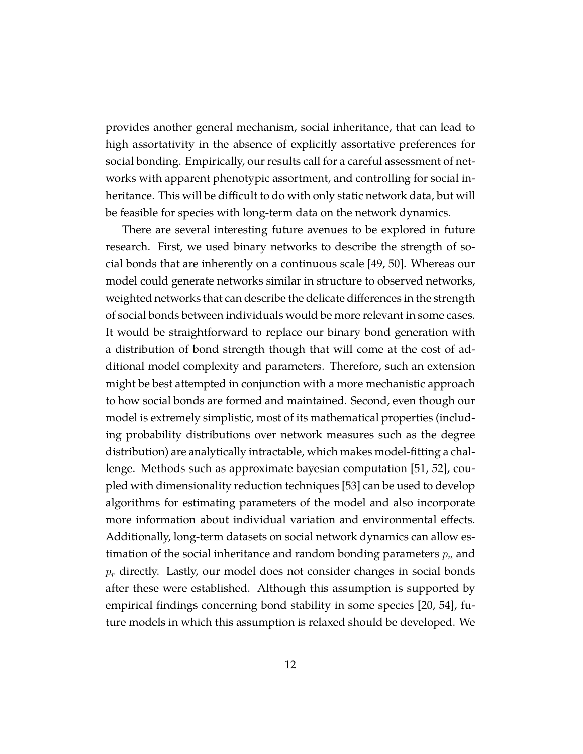provides another general mechanism, social inheritance, that can lead to high assortativity in the absence of explicitly assortative preferences for social bonding. Empirically, our results call for a careful assessment of networks with apparent phenotypic assortment, and controlling for social inheritance. This will be difficult to do with only static network data, but will be feasible for species with long-term data on the network dynamics.

There are several interesting future avenues to be explored in future research. First, we used binary networks to describe the strength of social bonds that are inherently on a continuous scale [49, 50]. Whereas our model could generate networks similar in structure to observed networks, weighted networks that can describe the delicate differences in the strength of social bonds between individuals would be more relevant in some cases. It would be straightforward to replace our binary bond generation with a distribution of bond strength though that will come at the cost of additional model complexity and parameters. Therefore, such an extension might be best attempted in conjunction with a more mechanistic approach to how social bonds are formed and maintained. Second, even though our model is extremely simplistic, most of its mathematical properties (including probability distributions over network measures such as the degree distribution) are analytically intractable, which makes model-fitting a challenge. Methods such as approximate bayesian computation [51, 52], coupled with dimensionality reduction techniques [53] can be used to develop algorithms for estimating parameters of the model and also incorporate more information about individual variation and environmental effects. Additionally, long-term datasets on social network dynamics can allow estimation of the social inheritance and random bonding parameters $p_n$ and $p_r$ directly. Lastly, our model does not consider changes in social bonds after these were established. Although this assumption is supported by empirical findings concerning bond stability in some species [20, 54], future models in which this assumption is relaxed should be developed. We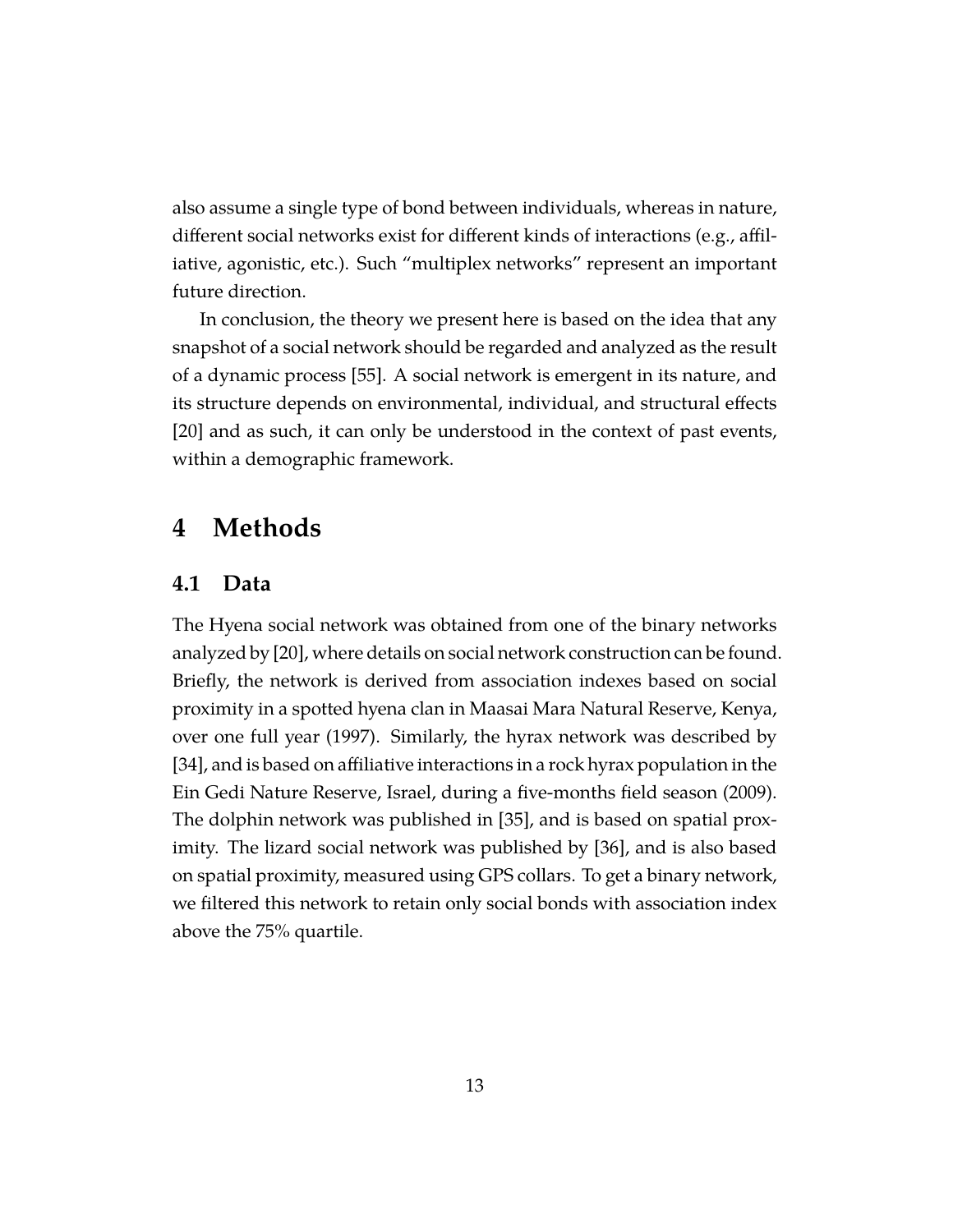also assume a single type of bond between individuals, whereas in nature, different social networks exist for different kinds of interactions (e.g., affiliative, agonistic, etc.). Such "multiplex networks" represent an important future direction.

In conclusion, the theory we present here is based on the idea that any snapshot of a social network should be regarded and analyzed as the result of a dynamic process [55]. A social network is emergent in its nature, and its structure depends on environmental, individual, and structural effects [20] and as such, it can only be understood in the context of past events, within a demographic framework.

# 4 Methods

## 4.1 Data

The Hyena social network was obtained from one of the binary networks analyzed by [20], where details on social network construction can be found. Briefly, the network is derived from association indexes based on social proximity in a spotted hyena clan in Maasai Mara Natural Reserve, Kenya, over one full year (1997). Similarly, the hyrax network was described by [34], and is based on affiliative interactions in a rock hyrax population in the Ein Gedi Nature Reserve, Israel, during a five-months field season (2009). The dolphin network was published in [35], and is based on spatial proximity. The lizard social network was published by [36], and is also based on spatial proximity, measured using GPS collars. To get a binary network, we filtered this network to retain only social bonds with association index above the 75% quartile.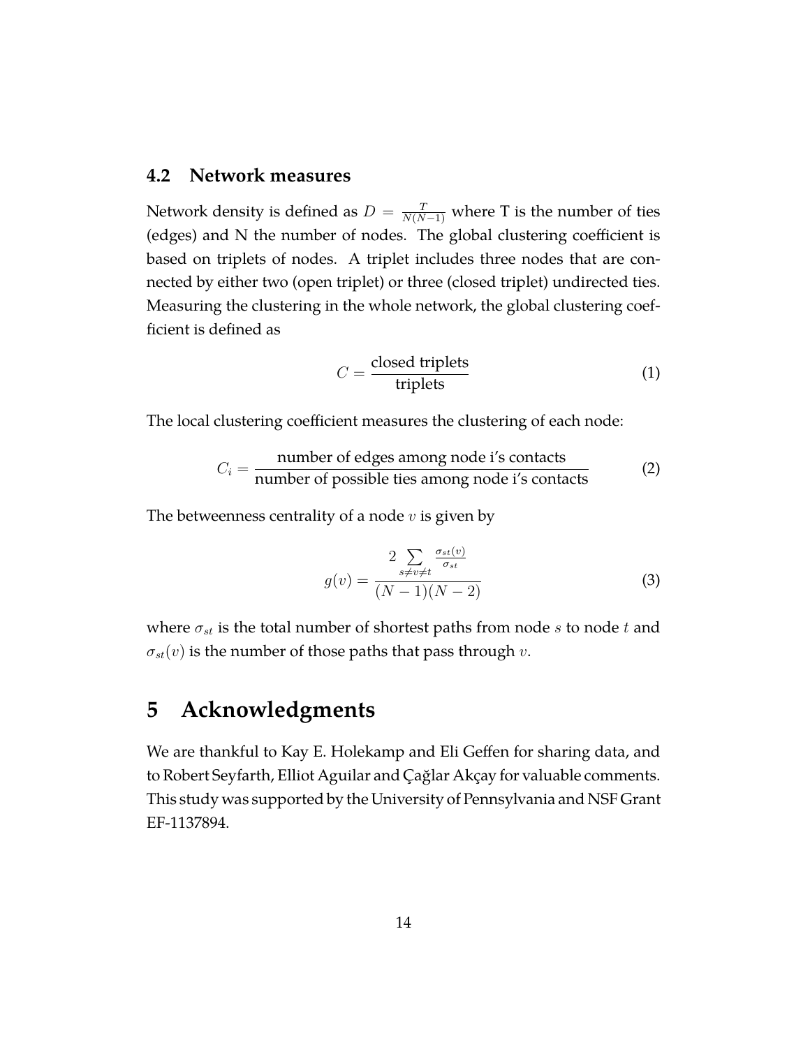### 4.2 Network measures

Network density is defined as $D = \frac{T}{N(N-1)}$ where T is the number of ties (edges) and N the number of nodes. The global clustering coefficient is based on triplets of nodes. A triplet includes three nodes that are connected by either two (open triplet) or three (closed triplet) undirected ties. Measuring the clustering in the whole network, the global clustering coefficient is defined as

$$C = \frac{\text{closed triplets}}{\text{triplets}} \tag{1}$$

The local clustering coefficient measures the clustering of each node:

$$C_i = \frac{\text{number of edges among node i's contacts}}{\text{number of possible ties among node i's contacts}} \tag{2}$$

The betweenness centrality of a node $v$ is given by

$$g(v) = \frac{2 \sum_{s \neq v \neq t} \frac{\sigma_{st}(v)}{\sigma_{st}}}{(N-1)(N-2)} \tag{3}$$

where $\sigma_{st}$ is the total number of shortest paths from node $s$ to node $t$ and $\sigma_{st}(v)$ is the number of those paths that pass through $v$.

# 5 Acknowledgments

We are thankful to Kay E. Holekamp and Eli Geffen for sharing data, and to Robert Seyfarth, Elliot Aguilar and Çağlar Akçay for valuable comments. This study was supported by the University of Pennsylvania and NSF Grant EF-1137894.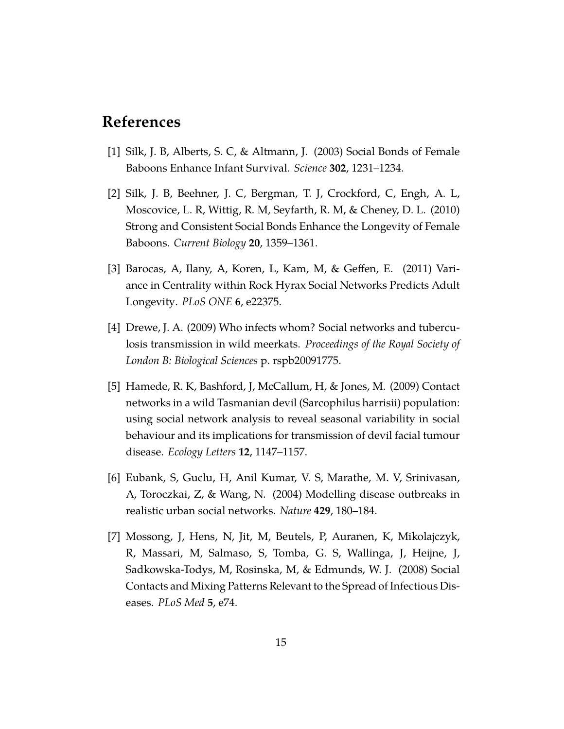## References

[1] Silk, J. B, Alberts, S. C, & Altmann, J. (2003) Social Bonds of Female Baboons Enhance Infant Survival. *Science* **302**, 1231–1234.

[2] Silk, J. B, Beehner, J. C, Bergman, T. J, Crockford, C, Engh, A. L, Moscovice, L. R, Wittig, R. M, Seyfarth, R. M, & Cheney, D. L. (2010) Strong and Consistent Social Bonds Enhance the Longevity of Female Baboons. *Current Biology* **20**, 1359–1361.

[3] Barocas, A, Ilany, A, Koren, L, Kam, M, & Geffen, E. (2011) Variance in Centrality within Rock Hyrax Social Networks Predicts Adult Longevity. *PLoS ONE* **6**, e22375.

[4] Drewe, J. A. (2009) Who infects whom? Social networks and tuberculosis transmission in wild meerkats. *Proceedings of the Royal Society of London B: Biological Sciences* p. rspb20091775.

[5] Hamede, R. K, Bashford, J, McCallum, H, & Jones, M. (2009) Contact networks in a wild Tasmanian devil (Sarcophilus harrisii) population: using social network analysis to reveal seasonal variability in social behaviour and its implications for transmission of devil facial tumour disease. *Ecology Letters* **12**, 1147–1157.

[6] Eubank, S, Guclu, H, Anil Kumar, V. S, Marathe, M. V, Srinivasan, A, Toroczkai, Z, & Wang, N. (2004) Modelling disease outbreaks in realistic urban social networks. *Nature* **429**, 180–184.

[7] Mossong, J, Hens, N, Jit, M, Beutels, P, Auranen, K, Mikolajczyk, R, Massari, M, Salmaso, S, Tomba, G. S, Wallinga, J, Heijne, J, Sadkowska-Todys, M, Rosinska, M, & Edmunds, W. J. (2008) Social Contacts and Mixing Patterns Relevant to the Spread of Infectious Diseases. *PLoS Med* **5**, e74.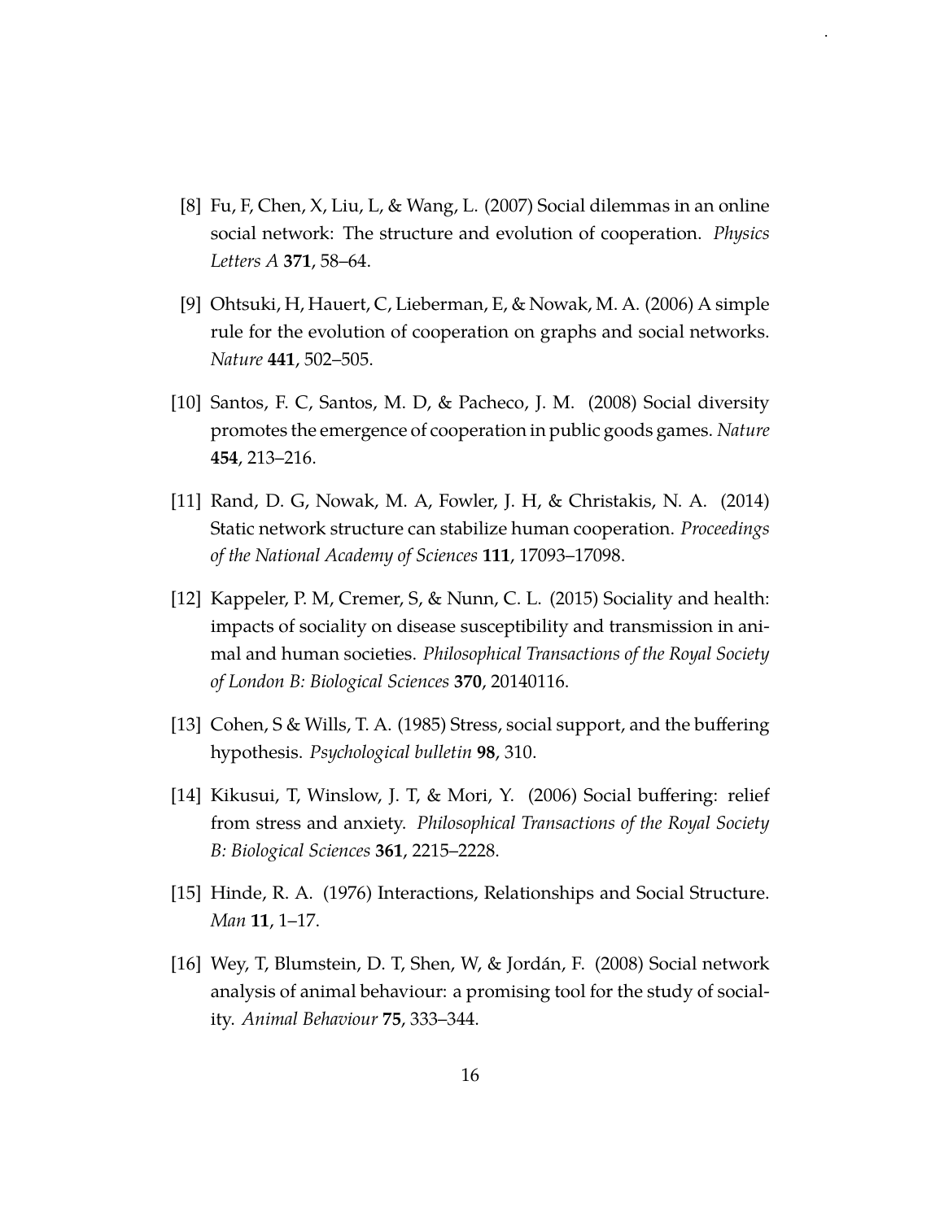[8] Fu, F, Chen, X, Liu, L, & Wang, L. (2007) Social dilemmas in an online social network: The structure and evolution of cooperation. *Physics Letters A* **371**, 58–64.

[9] Ohtsuki, H, Hauert, C, Lieberman, E, & Nowak, M. A. (2006) A simple rule for the evolution of cooperation on graphs and social networks. *Nature* **441**, 502–505.

[10] Santos, F. C, Santos, M. D, & Pacheco, J. M. (2008) Social diversity promotes the emergence of cooperation in public goods games. *Nature* **454**, 213–216.

[11] Rand, D. G, Nowak, M. A, Fowler, J. H, & Christakis, N. A. (2014) Static network structure can stabilize human cooperation. *Proceedings of the National Academy of Sciences* **111**, 17093–17098.

[12] Kappeler, P. M, Cremer, S, & Nunn, C. L. (2015) Sociality and health: impacts of sociality on disease susceptibility and transmission in animal and human societies. *Philosophical Transactions of the Royal Society of London B: Biological Sciences* **370**, 20140116.

[13] Cohen, S & Wills, T. A. (1985) Stress, social support, and the buffering hypothesis. *Psychological bulletin* **98**, 310.

[14] Kikusui, T, Winslow, J. T, & Mori, Y. (2006) Social buffering: relief from stress and anxiety. *Philosophical Transactions of the Royal Society B: Biological Sciences* **361**, 2215–2228.

[15] Hinde, R. A. (1976) Interactions, Relationships and Social Structure. *Man* **11**, 1–17.

[16] Wey, T, Blumstein, D. T, Shen, W, & Jordán, F. (2008) Social network analysis of animal behaviour: a promising tool for the study of sociality. *Animal Behaviour* **75**, 333–344.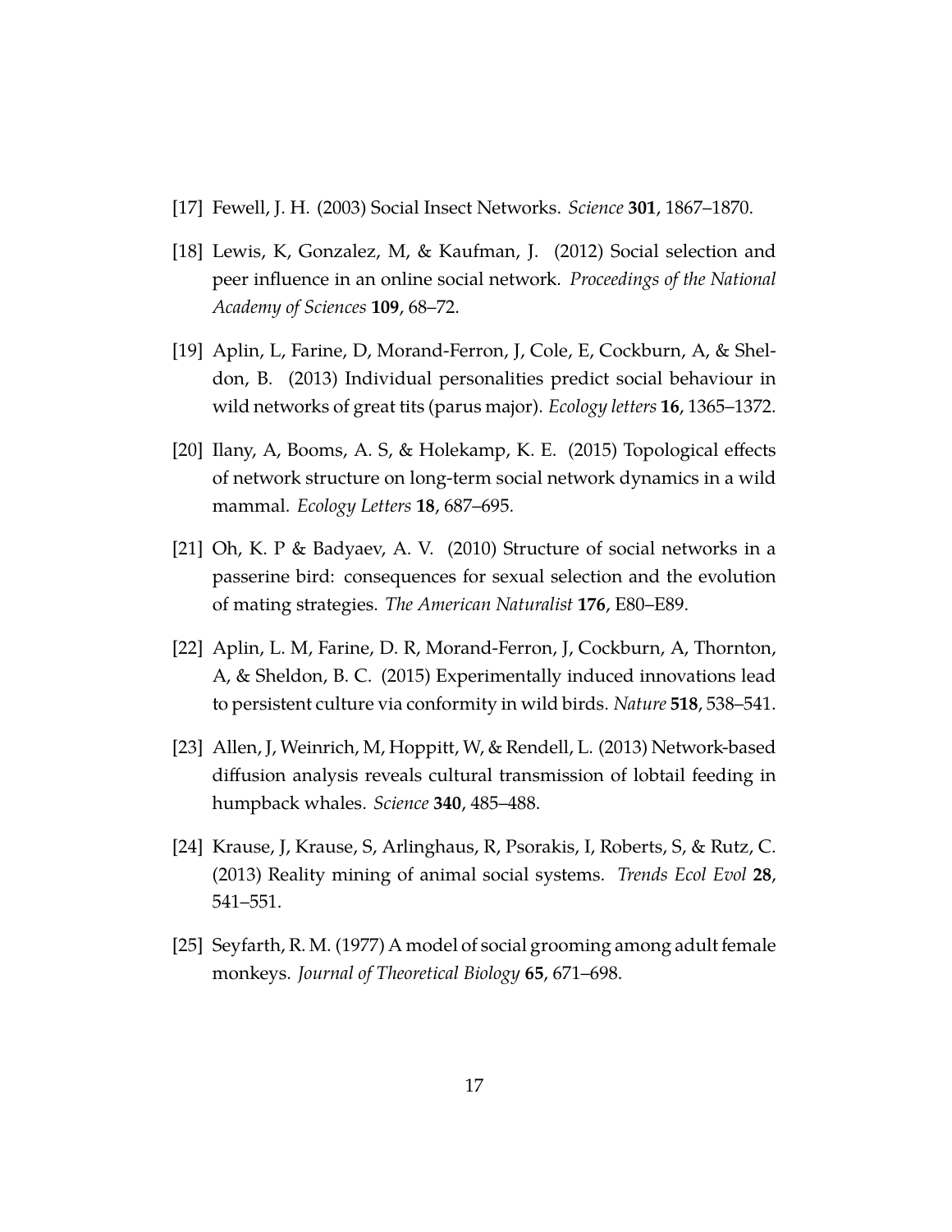[17] Fewell, J. H. (2003) Social Insect Networks. *Science* **301**, 1867–1870.

[18] Lewis, K, Gonzalez, M, & Kaufman, J. (2012) Social selection and peer influence in an online social network. *Proceedings of the National Academy of Sciences* **109**, 68–72.

[19] Aplin, L, Farine, D, Morand-Ferron, J, Cole, E, Cockburn, A, & Sheldon, B. (2013) Individual personalities predict social behaviour in wild networks of great tits (parus major). *Ecology letters* **16**, 1365–1372.

[20] Ilany, A, Booms, A. S, & Holekamp, K. E. (2015) Topological effects of network structure on long-term social network dynamics in a wild mammal. *Ecology Letters* **18**, 687–695.

[21] Oh, K. P & Badyaev, A. V. (2010) Structure of social networks in a passerine bird: consequences for sexual selection and the evolution of mating strategies. *The American Naturalist* **176**, E80–E89.

[22] Aplin, L. M, Farine, D. R, Morand-Ferron, J, Cockburn, A, Thornton, A, & Sheldon, B. C. (2015) Experimentally induced innovations lead to persistent culture via conformity in wild birds. *Nature* **518**, 538–541.

[23] Allen, J, Weinrich, M, Hoppitt, W, & Rendell, L. (2013) Network-based diffusion analysis reveals cultural transmission of lobtail feeding in humpback whales. *Science* **340**, 485–488.

[24] Krause, J, Krause, S, Arlinghaus, R, Psorakis, I, Roberts, S, & Rutz, C. (2013) Reality mining of animal social systems. *Trends Ecol Evol* **28**, 541–551.

[25] Seyfarth, R. M. (1977) A model of social grooming among adult female monkeys. *Journal of Theoretical Biology* **65**, 671–698.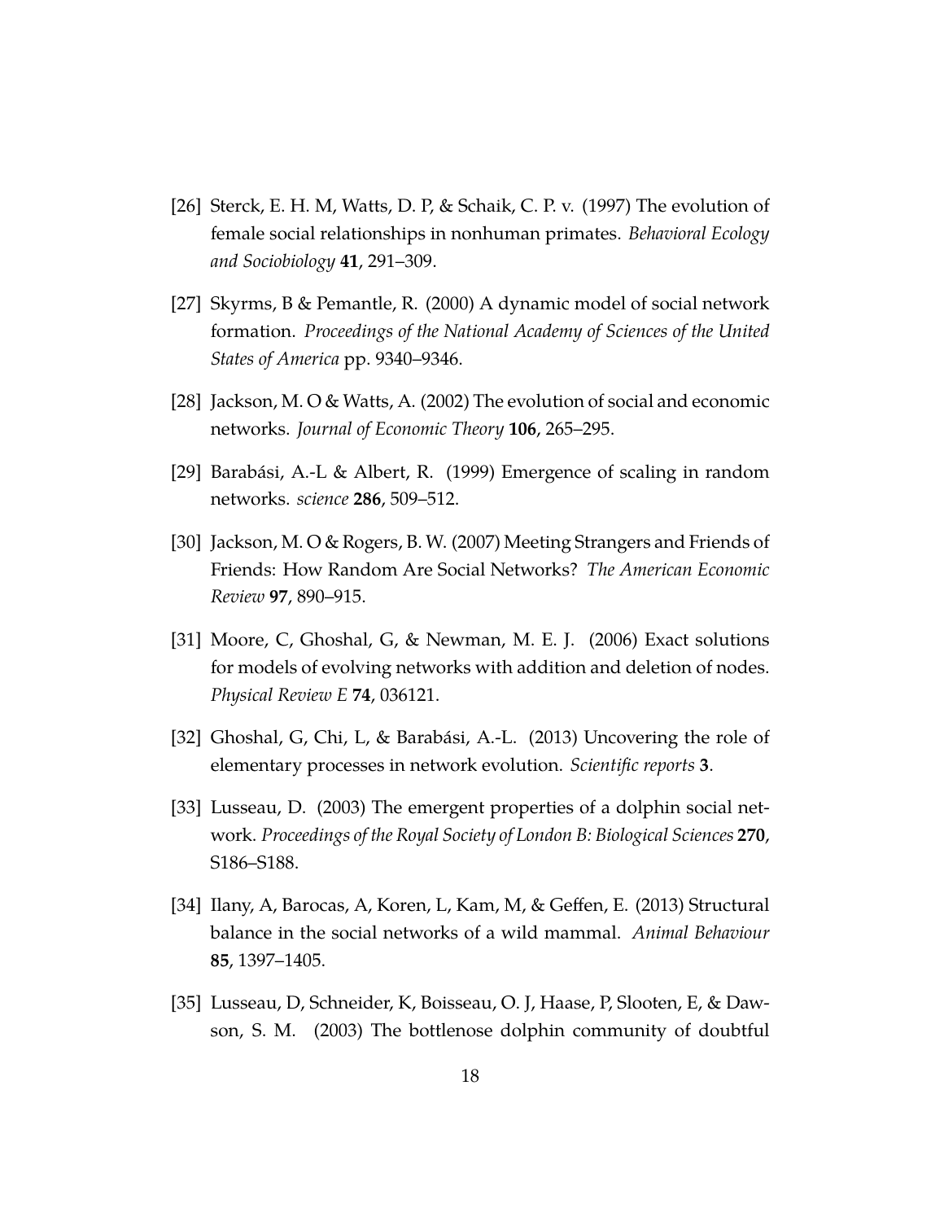[26] Sterck, E. H. M, Watts, D. P, & Schaik, C. P. v. (1997) The evolution of female social relationships in nonhuman primates. *Behavioral Ecology and Sociobiology* **41**, 291–309.

[27] Skyrms, B & Pemantle, R. (2000) A dynamic model of social network formation. *Proceedings of the National Academy of Sciences of the United States of America* pp. 9340–9346.

[28] Jackson, M. O & Watts, A. (2002) The evolution of social and economic networks. *Journal of Economic Theory* **106**, 265–295.

[29] Barabási, A.-L & Albert, R. (1999) Emergence of scaling in random networks. *science* **286**, 509–512.

[30] Jackson, M. O & Rogers, B. W. (2007) Meeting Strangers and Friends of Friends: How Random Are Social Networks? *The American Economic Review* **97**, 890–915.

[31] Moore, C, Ghoshal, G, & Newman, M. E. J. (2006) Exact solutions for models of evolving networks with addition and deletion of nodes. *Physical Review E* **74**, 036121.

[32] Ghoshal, G, Chi, L, & Barabási, A.-L. (2013) Uncovering the role of elementary processes in network evolution. *Scientific reports* **3**.

[33] Lusseau, D. (2003) The emergent properties of a dolphin social network. *Proceedings of the Royal Society of London B: Biological Sciences* **270**, S186–S188.

[34] Ilany, A, Barocas, A, Koren, L, Kam, M, & Geffen, E. (2013) Structural balance in the social networks of a wild mammal. *Animal Behaviour* **85**, 1397–1405.

[35] Lusseau, D, Schneider, K, Boisseau, O. J, Haase, P, Slooten, E, & Dawson, S. M. (2003) The bottlenose dolphin community of doubtful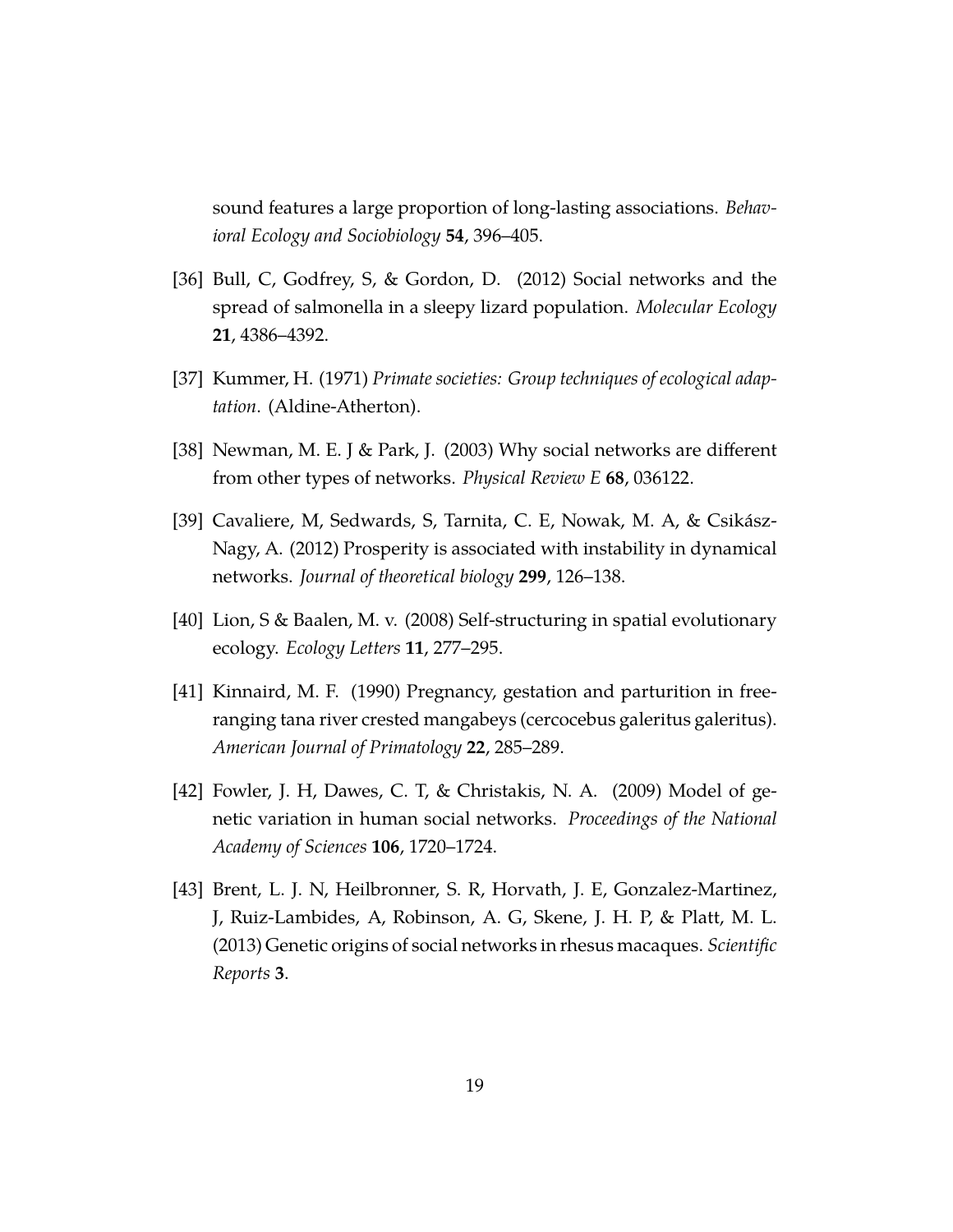sound features a large proportion of long-lasting associations. *Behavioral Ecology and Sociobiology* **54**, 396–405.

[36] Bull, C, Godfrey, S, & Gordon, D. (2012) Social networks and the spread of salmonella in a sleepy lizard population. *Molecular Ecology* **21**, 4386–4392.

[37] Kummer, H. (1971) *Primate societies: Group techniques of ecological adaptation*. (Aldine-Atherton).

[38] Newman, M. E. J & Park, J. (2003) Why social networks are different from other types of networks. *Physical Review E* **68**, 036122.

[39] Cavaliere, M, Sedwards, S, Tarnita, C. E, Nowak, M. A, & Csikász-Nagy, A. (2012) Prosperity is associated with instability in dynamical networks. *Journal of theoretical biology* **299**, 126–138.

[40] Lion, S & Baalen, M. v. (2008) Self-structuring in spatial evolutionary ecology. *Ecology Letters* **11**, 277–295.

[41] Kinnaird, M. F. (1990) Pregnancy, gestation and parturition in free-ranging tana river crested mangabeys (cercocebus galeritus galeritus). *American Journal of Primatology* **22**, 285–289.

[42] Fowler, J. H, Dawes, C. T, & Christakis, N. A. (2009) Model of genetic variation in human social networks. *Proceedings of the National Academy of Sciences* **106**, 1720–1724.

[43] Brent, L. J. N, Heilbronner, S. R, Horvath, J. E, Gonzalez-Martinez, J, Ruiz-Lambides, A, Robinson, A. G, Skene, J. H. P, & Platt, M. L. (2013) Genetic origins of social networks in rhesus macaques. *Scientific Reports* **3**.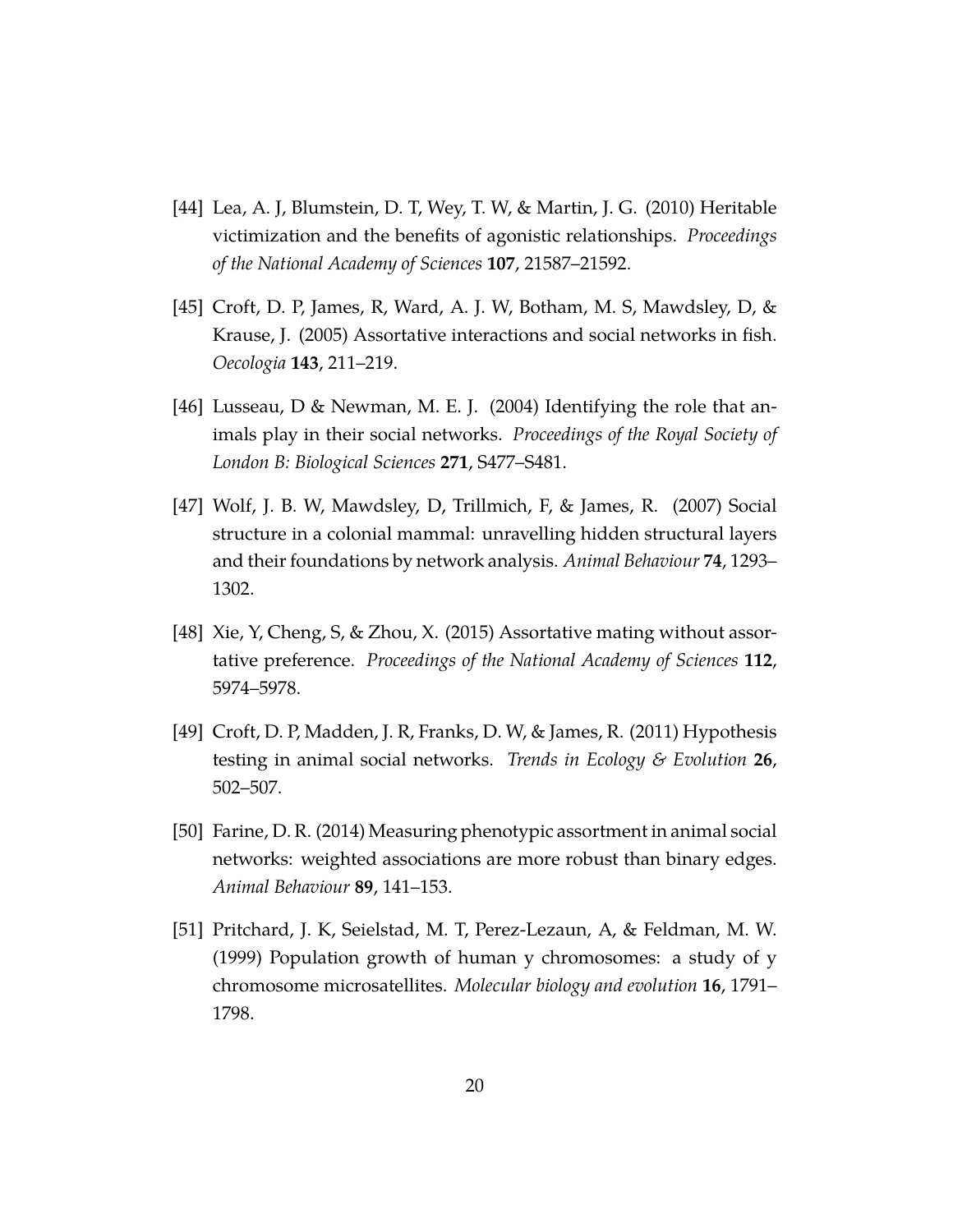[44] Lea, A. J, Blumstein, D. T, Wey, T. W, & Martin, J. G. (2010) Heritable victimization and the benefits of agonistic relationships. *Proceedings of the National Academy of Sciences* **107**, 21587–21592.

[45] Croft, D. P, James, R, Ward, A. J. W, Botham, M. S, Mawdsley, D, & Krause, J. (2005) Assortative interactions and social networks in fish. *Oecologia* **143**, 211–219.

[46] Lusseau, D & Newman, M. E. J. (2004) Identifying the role that animals play in their social networks. *Proceedings of the Royal Society of London B: Biological Sciences* **271**, S477–S481.

[47] Wolf, J. B. W, Mawdsley, D, Trillmich, F, & James, R. (2007) Social structure in a colonial mammal: unravelling hidden structural layers and their foundations by network analysis. *Animal Behaviour* **74**, 1293–1302.

[48] Xie, Y, Cheng, S, & Zhou, X. (2015) Assortative mating without assortative preference. *Proceedings of the National Academy of Sciences* **112**, 5974–5978.

[49] Croft, D. P, Madden, J. R, Franks, D. W, & James, R. (2011) Hypothesis testing in animal social networks. *Trends in Ecology & Evolution* **26**, 502–507.

[50] Farine, D. R. (2014) Measuring phenotypic assortment in animal social networks: weighted associations are more robust than binary edges. *Animal Behaviour* **89**, 141–153.

[51] Pritchard, J. K, Seielstad, M. T, Perez-Lezaun, A, & Feldman, M. W. (1999) Population growth of human y chromosomes: a study of y chromosome microsatellites. *Molecular biology and evolution* **16**, 1791–1798.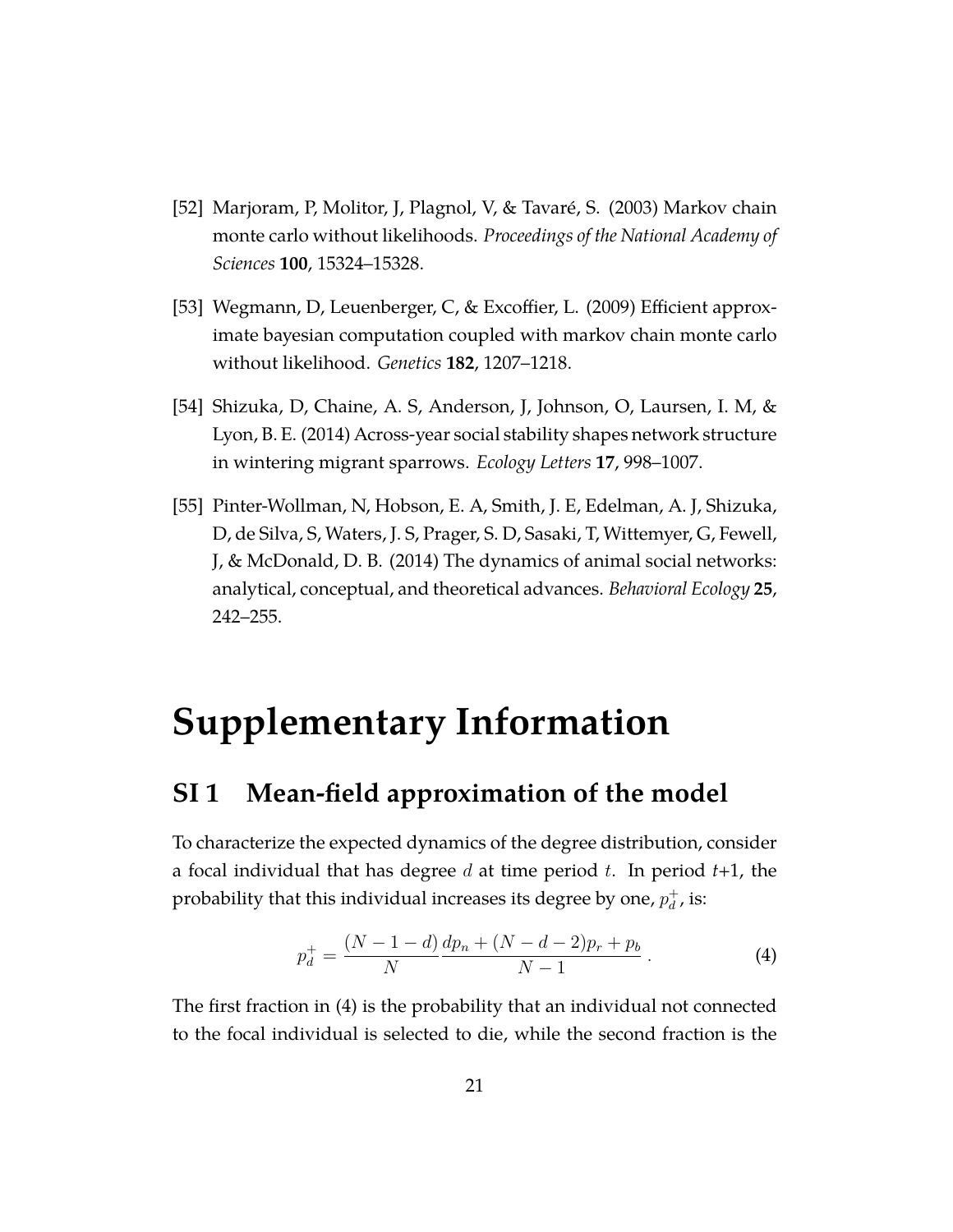[52] Marjoram, P, Molitor, J, Plagnol, V, & Tavaré, S. (2003) Markov chain monte carlo without likelihoods. *Proceedings of the National Academy of Sciences* **100**, 15324–15328.

[53] Wegmann, D, Leuenberger, C, & Excoffier, L. (2009) Efficient approximate bayesian computation coupled with markov chain monte carlo without likelihood. *Genetics* **182**, 1207–1218.

[54] Shizuka, D, Chaine, A. S, Anderson, J, Johnson, O, Laursen, I. M, & Lyon, B. E. (2014) Across-year social stability shapes network structure in wintering migrant sparrows. *Ecology Letters* **17**, 998–1007.

[55] Pinter-Wollman, N, Hobson, E. A, Smith, J. E, Edelman, A. J, Shizuka, D, de Silva, S, Waters, J. S, Prager, S. D, Sasaki, T, Wittemyer, G, Fewell, J, & McDonald, D. B. (2014) The dynamics of animal social networks: analytical, conceptual, and theoretical advances. *Behavioral Ecology* **25**, 242–255.

# Supplementary Information

## SI 1 Mean-field approximation of the model

To characterize the expected dynamics of the degree distribution, consider a focal individual that has degree $d$ at time period $t$. In period $t$+1, the probability that this individual increases its degree by one, $p_d^+$, is:

$$p_d^+ = \frac{(N-1-d)}{N}\frac{dp_n + (N-d-2)p_r + p_b}{N-1} \,. \tag{4}$$

The first fraction in (4) is the probability that an individual not connected to the focal individual is selected to die, while the second fraction is the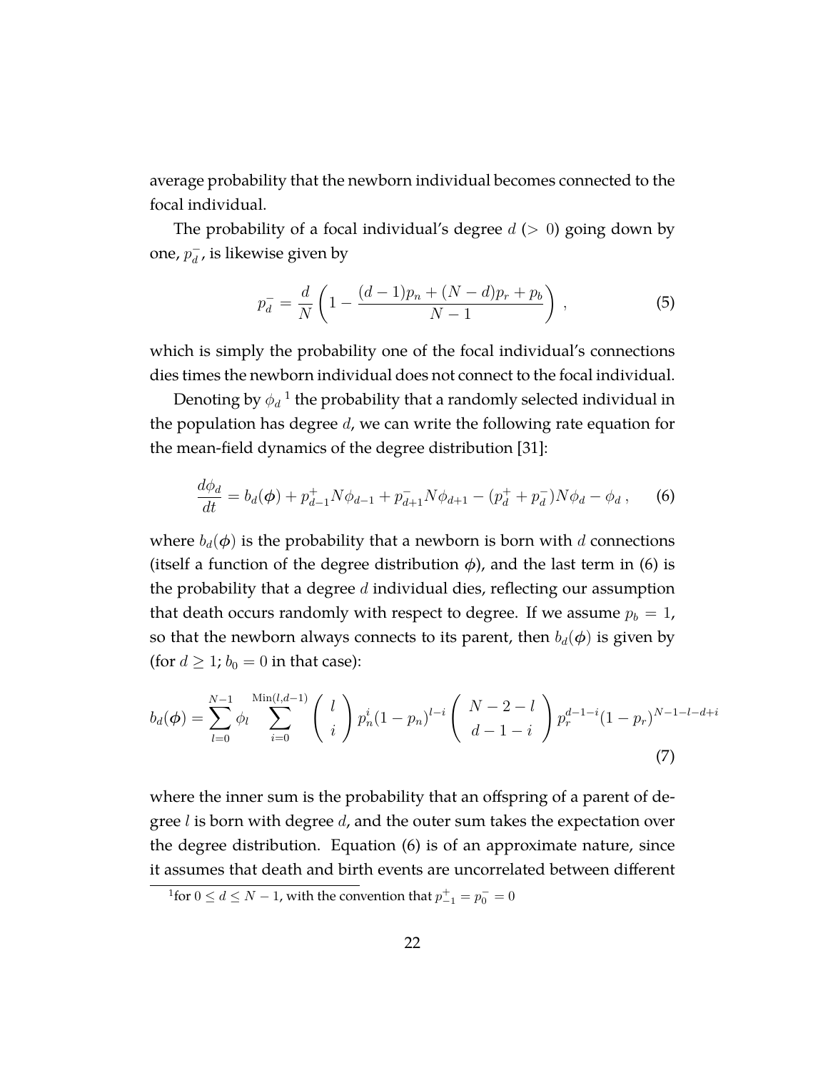average probability that the newborn individual becomes connected to the focal individual.

The probability of a focal individual's degree $d$ ($> 0$) going down by one, $p_d^-$, is likewise given by

$$p_d^- = \frac{d}{N}\left(1 - \frac{(d-1)p_n + (N-d)p_r + p_b}{N-1}\right) , \tag{5}$$

which is simply the probability one of the focal individual's connections dies times the newborn individual does not connect to the focal individual.

Denoting by $\phi_d$ [1] the probability that a randomly selected individual in the population has degree $d$, we can write the following rate equation for the mean-field dynamics of the degree distribution [31]:

$$\frac{d\phi_d}{dt} = b_d(\boldsymbol{\phi}) + p_{d-1}^+ N\phi_{d-1} + p_{d+1}^- N\phi_{d+1} - (p_d^+ + p_d^-)N\phi_d - \phi_d , \tag{6}$$

where $b_d(\boldsymbol{\phi})$ is the probability that a newborn is born with $d$ connections (itself a function of the degree distribution $\boldsymbol{\phi}$), and the last term in (6) is the probability that a degree $d$ individual dies, reflecting our assumption that death occurs randomly with respect to degree. If we assume $p_b = 1$, so that the newborn always connects to its parent, then $b_d(\boldsymbol{\phi})$ is given by (for $d \geq 1$; $b_0 = 0$ in that case):

$$b_d(\boldsymbol{\phi}) = \sum_{l=0}^{N-1} \phi_l \sum_{i=0}^{\mathrm{Min}(l,d-1)} \binom{l}{i} p_n^i (1-p_n)^{l-i} \binom{N-2-l}{d-1-i} p_r^{d-1-i}(1-p_r)^{N-1-l-d+i} \tag{7}$$

where the inner sum is the probability that an offspring of a parent of degree $l$ is born with degree $d$, and the outer sum takes the expectation over the degree distribution. Equation (6) is of an approximate nature, since it assumes that death and birth events are uncorrelated between different

[1] for $0 \leq d \leq N-1$, with the convention that $p_{-1}^+ = p_0^- = 0$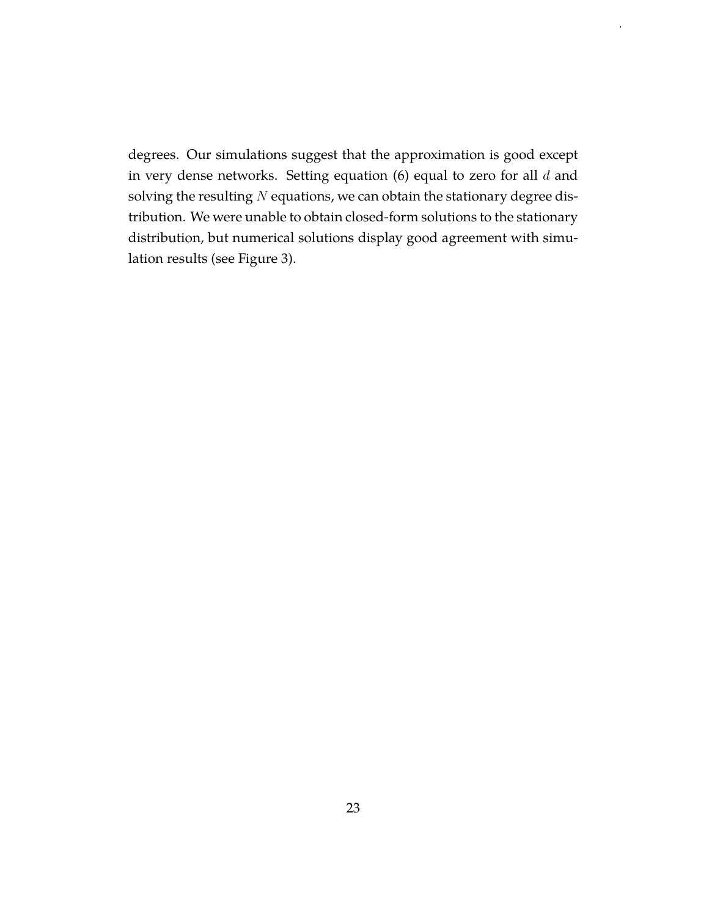degrees. Our simulations suggest that the approximation is good except in very dense networks. Setting equation (6) equal to zero for all $d$ and solving the resulting $N$ equations, we can obtain the stationary degree distribution. We were unable to obtain closed-form solutions to the stationary distribution, but numerical solutions display good agreement with simulation results (see Figure 3).